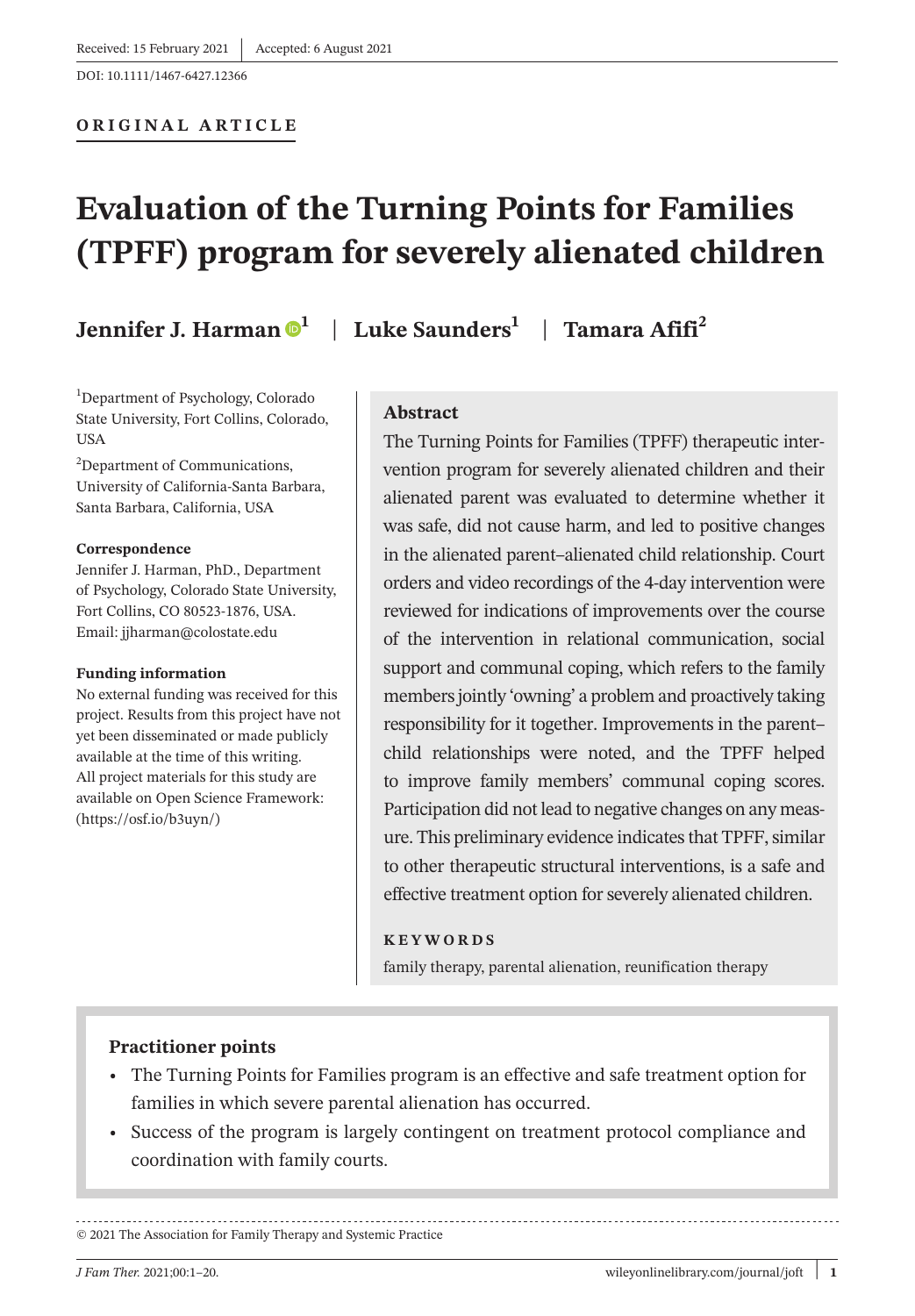Received: 15 February 2021 | Accepted: 6 August 2021

DOI: 10.1111/1467-6427.12366

**ORIGINAL ARTICLE**

# Evaluation of the Turning Points for Families (TPFF) program for severely alienated children

**Jennifer J. Harman**[1] | **Luke Saunders**[1] | **Tamara Afifi**[2]

[1]Department of Psychology, Colorado State University, Fort Collins, Colorado, USA

[2]Department of Communications, University of California-Santa Barbara, Santa Barbara, California, USA

**Correspondence**
Jennifer J. Harman, PhD., Department of Psychology, Colorado State University, Fort Collins, CO 80523-1876, USA.
Email: jjharman@colostate.edu

**Funding information**
No external funding was received for this project. Results from this project have not yet been disseminated or made publicly available at the time of this writing. All project materials for this study are available on Open Science Framework: (https://osf.io/b3uyn/)

## Abstract

The Turning Points for Families (TPFF) therapeutic intervention program for severely alienated children and their alienated parent was evaluated to determine whether it was safe, did not cause harm, and led to positive changes in the alienated parent–alienated child relationship. Court orders and video recordings of the 4-day intervention were reviewed for indications of improvements over the course of the intervention in relational communication, social support and communal coping, which refers to the family members jointly 'owning' a problem and proactively taking responsibility for it together. Improvements in the parent–child relationships were noted, and the TPFF helped to improve family members' communal coping scores. Participation did not lead to negative changes on any measure. This preliminary evidence indicates that TPFF, similar to other therapeutic structural interventions, is a safe and effective treatment option for severely alienated children.

**KEYWORDS**

family therapy, parental alienation, reunification therapy

**Practitioner points**

- The Turning Points for Families program is an effective and safe treatment option for families in which severe parental alienation has occurred.
- Success of the program is largely contingent on treatment protocol compliance and coordination with family courts.

© 2021 The Association for Family Therapy and Systemic Practice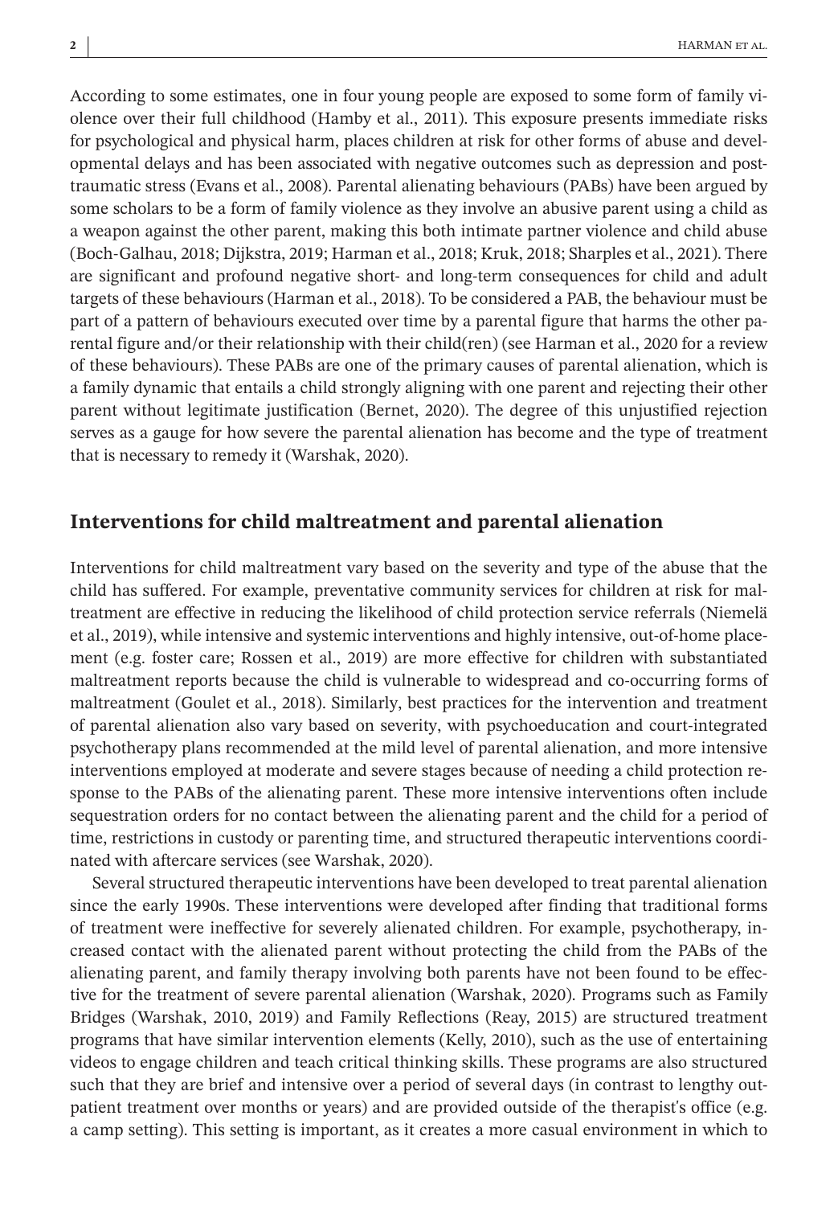According to some estimates, one in four young people are exposed to some form of family violence over their full childhood (Hamby et al., 2011). This exposure presents immediate risks for psychological and physical harm, places children at risk for other forms of abuse and developmental delays and has been associated with negative outcomes such as depression and post-traumatic stress (Evans et al., 2008). Parental alienating behaviours (PABs) have been argued by some scholars to be a form of family violence as they involve an abusive parent using a child as a weapon against the other parent, making this both intimate partner violence and child abuse (Boch-Galhau, 2018; Dijkstra, 2019; Harman et al., 2018; Kruk, 2018; Sharples et al., 2021). There are significant and profound negative short- and long-term consequences for child and adult targets of these behaviours (Harman et al., 2018). To be considered a PAB, the behaviour must be part of a pattern of behaviours executed over time by a parental figure that harms the other parental figure and/or their relationship with their child(ren) (see Harman et al., 2020 for a review of these behaviours). These PABs are one of the primary causes of parental alienation, which is a family dynamic that entails a child strongly aligning with one parent and rejecting their other parent without legitimate justification (Bernet, 2020). The degree of this unjustified rejection serves as a gauge for how severe the parental alienation has become and the type of treatment that is necessary to remedy it (Warshak, 2020).

## Interventions for child maltreatment and parental alienation

Interventions for child maltreatment vary based on the severity and type of the abuse that the child has suffered. For example, preventative community services for children at risk for maltreatment are effective in reducing the likelihood of child protection service referrals (Niemelä et al., 2019), while intensive and systemic interventions and highly intensive, out-of-home placement (e.g. foster care; Rossen et al., 2019) are more effective for children with substantiated maltreatment reports because the child is vulnerable to widespread and co-occurring forms of maltreatment (Goulet et al., 2018). Similarly, best practices for the intervention and treatment of parental alienation also vary based on severity, with psychoeducation and court-integrated psychotherapy plans recommended at the mild level of parental alienation, and more intensive interventions employed at moderate and severe stages because of needing a child protection response to the PABs of the alienating parent. These more intensive interventions often include sequestration orders for no contact between the alienating parent and the child for a period of time, restrictions in custody or parenting time, and structured therapeutic interventions coordinated with aftercare services (see Warshak, 2020).

Several structured therapeutic interventions have been developed to treat parental alienation since the early 1990s. These interventions were developed after finding that traditional forms of treatment were ineffective for severely alienated children. For example, psychotherapy, increased contact with the alienated parent without protecting the child from the PABs of the alienating parent, and family therapy involving both parents have not been found to be effective for the treatment of severe parental alienation (Warshak, 2020). Programs such as Family Bridges (Warshak, 2010, 2019) and Family Reflections (Reay, 2015) are structured treatment programs that have similar intervention elements (Kelly, 2010), such as the use of entertaining videos to engage children and teach critical thinking skills. These programs are also structured such that they are brief and intensive over a period of several days (in contrast to lengthy outpatient treatment over months or years) and are provided outside of the therapist's office (e.g. a camp setting). This setting is important, as it creates a more casual environment in which to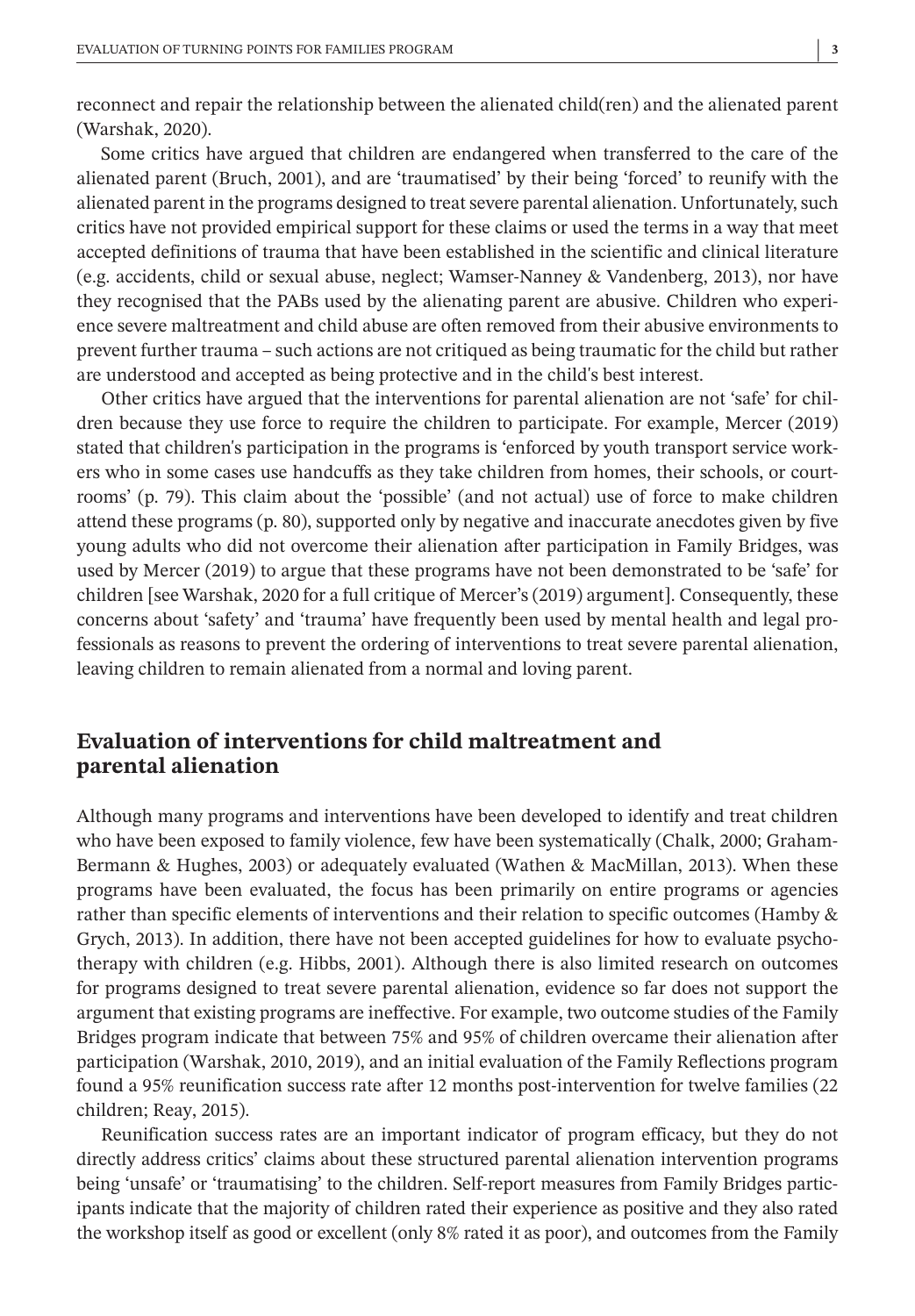reconnect and repair the relationship between the alienated child(ren) and the alienated parent (Warshak, 2020).

Some critics have argued that children are endangered when transferred to the care of the alienated parent (Bruch, 2001), and are 'traumatised' by their being 'forced' to reunify with the alienated parent in the programs designed to treat severe parental alienation. Unfortunately, such critics have not provided empirical support for these claims or used the terms in a way that meet accepted definitions of trauma that have been established in the scientific and clinical literature (e.g. accidents, child or sexual abuse, neglect; Wamser-Nanney & Vandenberg, 2013), nor have they recognised that the PABs used by the alienating parent are abusive. Children who experience severe maltreatment and child abuse are often removed from their abusive environments to prevent further trauma – such actions are not critiqued as being traumatic for the child but rather are understood and accepted as being protective and in the child's best interest.

Other critics have argued that the interventions for parental alienation are not 'safe' for children because they use force to require the children to participate. For example, Mercer (2019) stated that children's participation in the programs is 'enforced by youth transport service workers who in some cases use handcuffs as they take children from homes, their schools, or courtrooms' (p. 79). This claim about the 'possible' (and not actual) use of force to make children attend these programs (p. 80), supported only by negative and inaccurate anecdotes given by five young adults who did not overcome their alienation after participation in Family Bridges, was used by Mercer (2019) to argue that these programs have not been demonstrated to be 'safe' for children [see Warshak, 2020 for a full critique of Mercer's (2019) argument]. Consequently, these concerns about 'safety' and 'trauma' have frequently been used by mental health and legal professionals as reasons to prevent the ordering of interventions to treat severe parental alienation, leaving children to remain alienated from a normal and loving parent.

## Evaluation of interventions for child maltreatment and parental alienation

Although many programs and interventions have been developed to identify and treat children who have been exposed to family violence, few have been systematically (Chalk, 2000; Graham-Bermann & Hughes, 2003) or adequately evaluated (Wathen & MacMillan, 2013). When these programs have been evaluated, the focus has been primarily on entire programs or agencies rather than specific elements of interventions and their relation to specific outcomes (Hamby & Grych, 2013). In addition, there have not been accepted guidelines for how to evaluate psychotherapy with children (e.g. Hibbs, 2001). Although there is also limited research on outcomes for programs designed to treat severe parental alienation, evidence so far does not support the argument that existing programs are ineffective. For example, two outcome studies of the Family Bridges program indicate that between 75% and 95% of children overcame their alienation after participation (Warshak, 2010, 2019), and an initial evaluation of the Family Reflections program found a 95% reunification success rate after 12 months post-intervention for twelve families (22 children; Reay, 2015).

Reunification success rates are an important indicator of program efficacy, but they do not directly address critics' claims about these structured parental alienation intervention programs being 'unsafe' or 'traumatising' to the children. Self-report measures from Family Bridges participants indicate that the majority of children rated their experience as positive and they also rated the workshop itself as good or excellent (only 8% rated it as poor), and outcomes from the Family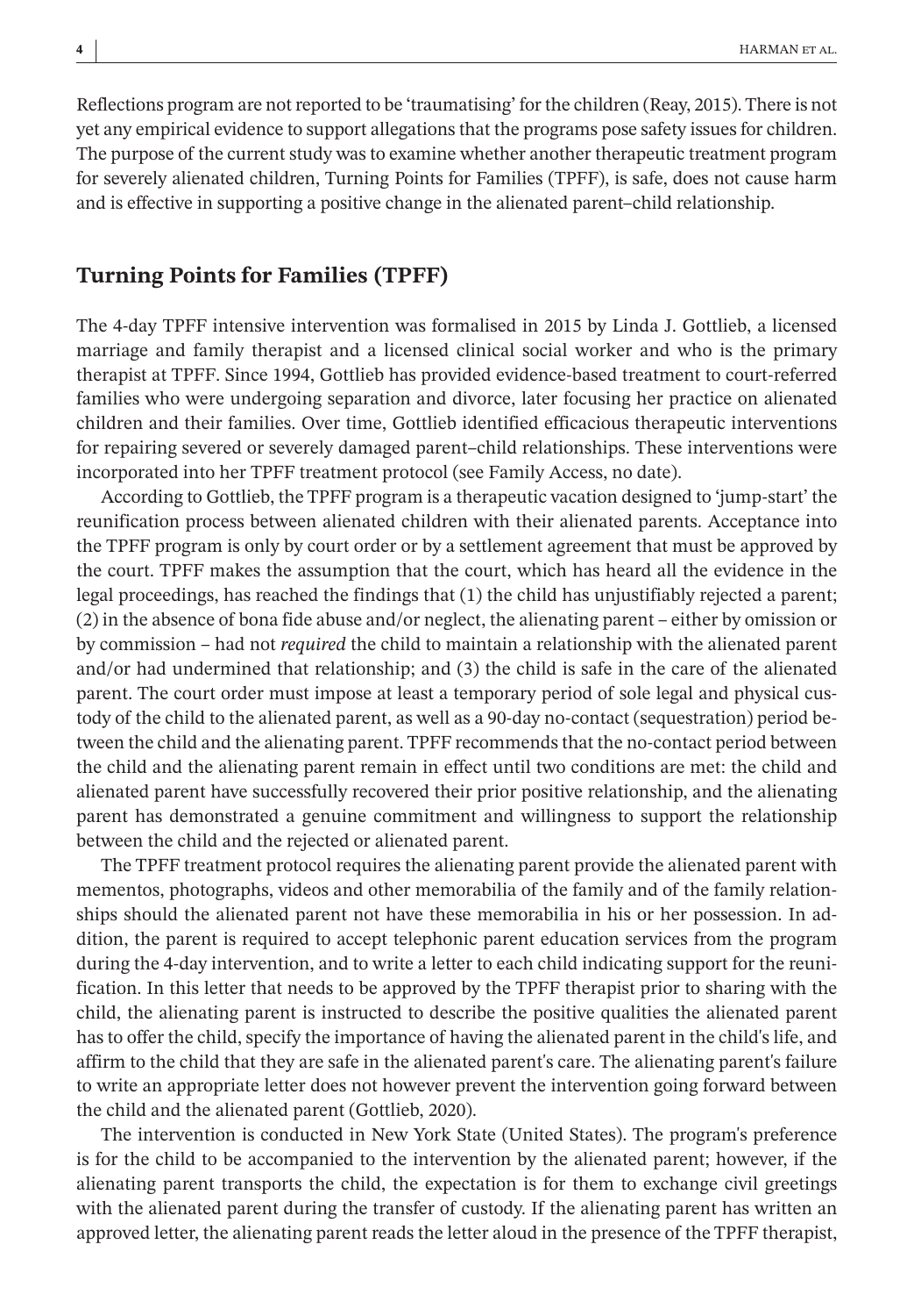Reflections program are not reported to be 'traumatising' for the children (Reay, 2015). There is not yet any empirical evidence to support allegations that the programs pose safety issues for children. The purpose of the current study was to examine whether another therapeutic treatment program for severely alienated children, Turning Points for Families (TPFF), is safe, does not cause harm and is effective in supporting a positive change in the alienated parent–child relationship.

## Turning Points for Families (TPFF)

The 4-day TPFF intensive intervention was formalised in 2015 by Linda J. Gottlieb, a licensed marriage and family therapist and a licensed clinical social worker and who is the primary therapist at TPFF. Since 1994, Gottlieb has provided evidence-based treatment to court-referred families who were undergoing separation and divorce, later focusing her practice on alienated children and their families. Over time, Gottlieb identified efficacious therapeutic interventions for repairing severed or severely damaged parent–child relationships. These interventions were incorporated into her TPFF treatment protocol (see Family Access, no date).

According to Gottlieb, the TPFF program is a therapeutic vacation designed to 'jump-start' the reunification process between alienated children with their alienated parents. Acceptance into the TPFF program is only by court order or by a settlement agreement that must be approved by the court. TPFF makes the assumption that the court, which has heard all the evidence in the legal proceedings, has reached the findings that (1) the child has unjustifiably rejected a parent; (2) in the absence of bona fide abuse and/or neglect, the alienating parent – either by omission or by commission – had not *required* the child to maintain a relationship with the alienated parent and/or had undermined that relationship; and (3) the child is safe in the care of the alienated parent. The court order must impose at least a temporary period of sole legal and physical custody of the child to the alienated parent, as well as a 90-day no-contact (sequestration) period between the child and the alienating parent. TPFF recommends that the no-contact period between the child and the alienating parent remain in effect until two conditions are met: the child and alienated parent have successfully recovered their prior positive relationship, and the alienating parent has demonstrated a genuine commitment and willingness to support the relationship between the child and the rejected or alienated parent.

The TPFF treatment protocol requires the alienating parent provide the alienated parent with mementos, photographs, videos and other memorabilia of the family and of the family relationships should the alienated parent not have these memorabilia in his or her possession. In addition, the parent is required to accept telephonic parent education services from the program during the 4-day intervention, and to write a letter to each child indicating support for the reunification. In this letter that needs to be approved by the TPFF therapist prior to sharing with the child, the alienating parent is instructed to describe the positive qualities the alienated parent has to offer the child, specify the importance of having the alienated parent in the child's life, and affirm to the child that they are safe in the alienated parent's care. The alienating parent's failure to write an appropriate letter does not however prevent the intervention going forward between the child and the alienated parent (Gottlieb, 2020).

The intervention is conducted in New York State (United States). The program's preference is for the child to be accompanied to the intervention by the alienated parent; however, if the alienating parent transports the child, the expectation is for them to exchange civil greetings with the alienated parent during the transfer of custody. If the alienating parent has written an approved letter, the alienating parent reads the letter aloud in the presence of the TPFF therapist,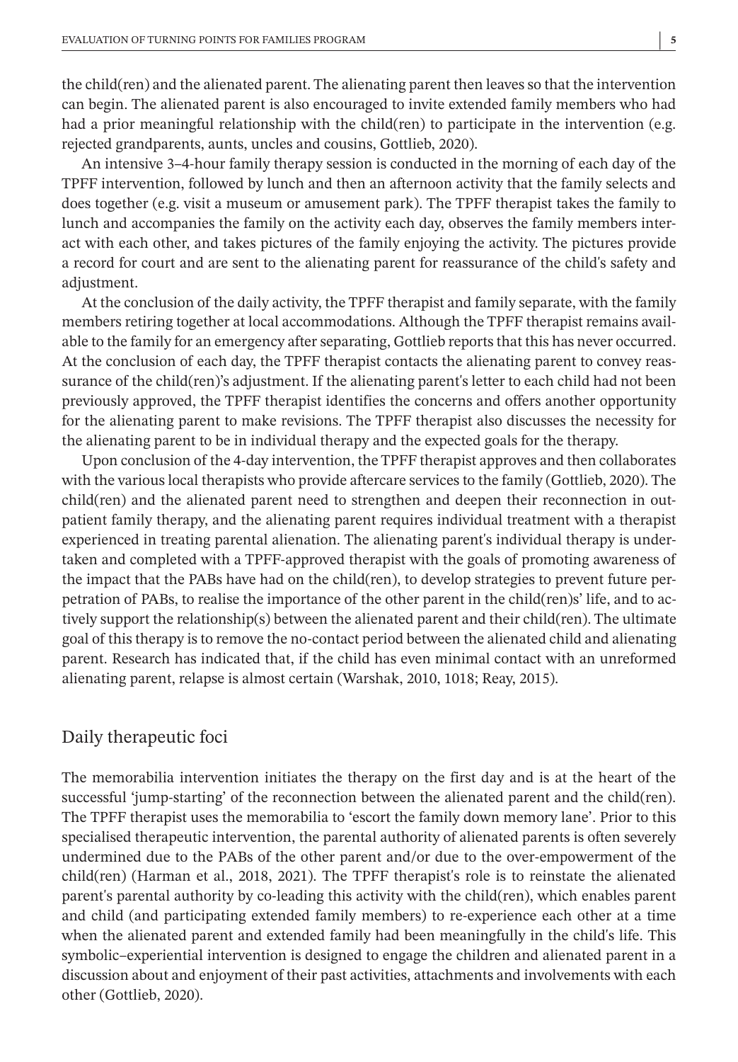the child(ren) and the alienated parent. The alienating parent then leaves so that the intervention can begin. The alienated parent is also encouraged to invite extended family members who had had a prior meaningful relationship with the child(ren) to participate in the intervention (e.g. rejected grandparents, aunts, uncles and cousins, Gottlieb, 2020).

An intensive 3–4-hour family therapy session is conducted in the morning of each day of the TPFF intervention, followed by lunch and then an afternoon activity that the family selects and does together (e.g. visit a museum or amusement park). The TPFF therapist takes the family to lunch and accompanies the family on the activity each day, observes the family members interact with each other, and takes pictures of the family enjoying the activity. The pictures provide a record for court and are sent to the alienating parent for reassurance of the child's safety and adjustment.

At the conclusion of the daily activity, the TPFF therapist and family separate, with the family members retiring together at local accommodations. Although the TPFF therapist remains available to the family for an emergency after separating, Gottlieb reports that this has never occurred. At the conclusion of each day, the TPFF therapist contacts the alienating parent to convey reassurance of the child(ren)'s adjustment. If the alienating parent's letter to each child had not been previously approved, the TPFF therapist identifies the concerns and offers another opportunity for the alienating parent to make revisions. The TPFF therapist also discusses the necessity for the alienating parent to be in individual therapy and the expected goals for the therapy.

Upon conclusion of the 4-day intervention, the TPFF therapist approves and then collaborates with the various local therapists who provide aftercare services to the family (Gottlieb, 2020). The child(ren) and the alienated parent need to strengthen and deepen their reconnection in outpatient family therapy, and the alienating parent requires individual treatment with a therapist experienced in treating parental alienation. The alienating parent's individual therapy is undertaken and completed with a TPFF-approved therapist with the goals of promoting awareness of the impact that the PABs have had on the child(ren), to develop strategies to prevent future perpetration of PABs, to realise the importance of the other parent in the child(ren)s' life, and to actively support the relationship(s) between the alienated parent and their child(ren). The ultimate goal of this therapy is to remove the no-contact period between the alienated child and alienating parent. Research has indicated that, if the child has even minimal contact with an unreformed alienating parent, relapse is almost certain (Warshak, 2010, 1018; Reay, 2015).

## Daily therapeutic foci

The memorabilia intervention initiates the therapy on the first day and is at the heart of the successful 'jump-starting' of the reconnection between the alienated parent and the child(ren). The TPFF therapist uses the memorabilia to 'escort the family down memory lane'. Prior to this specialised therapeutic intervention, the parental authority of alienated parents is often severely undermined due to the PABs of the other parent and/or due to the over-empowerment of the child(ren) (Harman et al., 2018, 2021). The TPFF therapist's role is to reinstate the alienated parent's parental authority by co-leading this activity with the child(ren), which enables parent and child (and participating extended family members) to re-experience each other at a time when the alienated parent and extended family had been meaningfully in the child's life. This symbolic–experiential intervention is designed to engage the children and alienated parent in a discussion about and enjoyment of their past activities, attachments and involvements with each other (Gottlieb, 2020).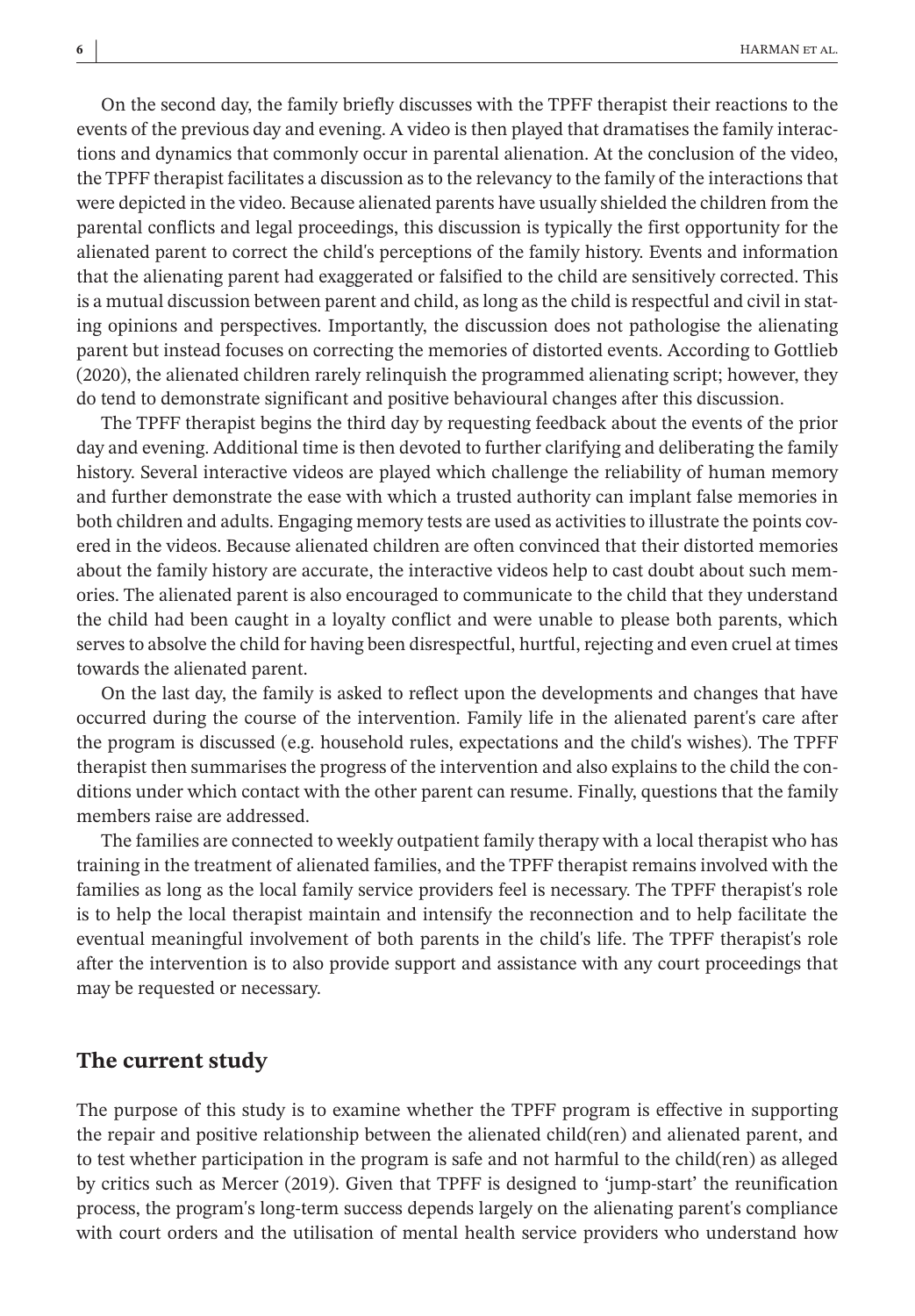On the second day, the family briefly discusses with the TPFF therapist their reactions to the events of the previous day and evening. A video is then played that dramatises the family interactions and dynamics that commonly occur in parental alienation. At the conclusion of the video, the TPFF therapist facilitates a discussion as to the relevancy to the family of the interactions that were depicted in the video. Because alienated parents have usually shielded the children from the parental conflicts and legal proceedings, this discussion is typically the first opportunity for the alienated parent to correct the child's perceptions of the family history. Events and information that the alienating parent had exaggerated or falsified to the child are sensitively corrected. This is a mutual discussion between parent and child, as long as the child is respectful and civil in stating opinions and perspectives. Importantly, the discussion does not pathologise the alienating parent but instead focuses on correcting the memories of distorted events. According to Gottlieb (2020), the alienated children rarely relinquish the programmed alienating script; however, they do tend to demonstrate significant and positive behavioural changes after this discussion.

The TPFF therapist begins the third day by requesting feedback about the events of the prior day and evening. Additional time is then devoted to further clarifying and deliberating the family history. Several interactive videos are played which challenge the reliability of human memory and further demonstrate the ease with which a trusted authority can implant false memories in both children and adults. Engaging memory tests are used as activities to illustrate the points covered in the videos. Because alienated children are often convinced that their distorted memories about the family history are accurate, the interactive videos help to cast doubt about such memories. The alienated parent is also encouraged to communicate to the child that they understand the child had been caught in a loyalty conflict and were unable to please both parents, which serves to absolve the child for having been disrespectful, hurtful, rejecting and even cruel at times towards the alienated parent.

On the last day, the family is asked to reflect upon the developments and changes that have occurred during the course of the intervention. Family life in the alienated parent's care after the program is discussed (e.g. household rules, expectations and the child's wishes). The TPFF therapist then summarises the progress of the intervention and also explains to the child the conditions under which contact with the other parent can resume. Finally, questions that the family members raise are addressed.

The families are connected to weekly outpatient family therapy with a local therapist who has training in the treatment of alienated families, and the TPFF therapist remains involved with the families as long as the local family service providers feel is necessary. The TPFF therapist's role is to help the local therapist maintain and intensify the reconnection and to help facilitate the eventual meaningful involvement of both parents in the child's life. The TPFF therapist's role after the intervention is to also provide support and assistance with any court proceedings that may be requested or necessary.

## The current study

The purpose of this study is to examine whether the TPFF program is effective in supporting the repair and positive relationship between the alienated child(ren) and alienated parent, and to test whether participation in the program is safe and not harmful to the child(ren) as alleged by critics such as Mercer (2019). Given that TPFF is designed to 'jump-start' the reunification process, the program's long-term success depends largely on the alienating parent's compliance with court orders and the utilisation of mental health service providers who understand how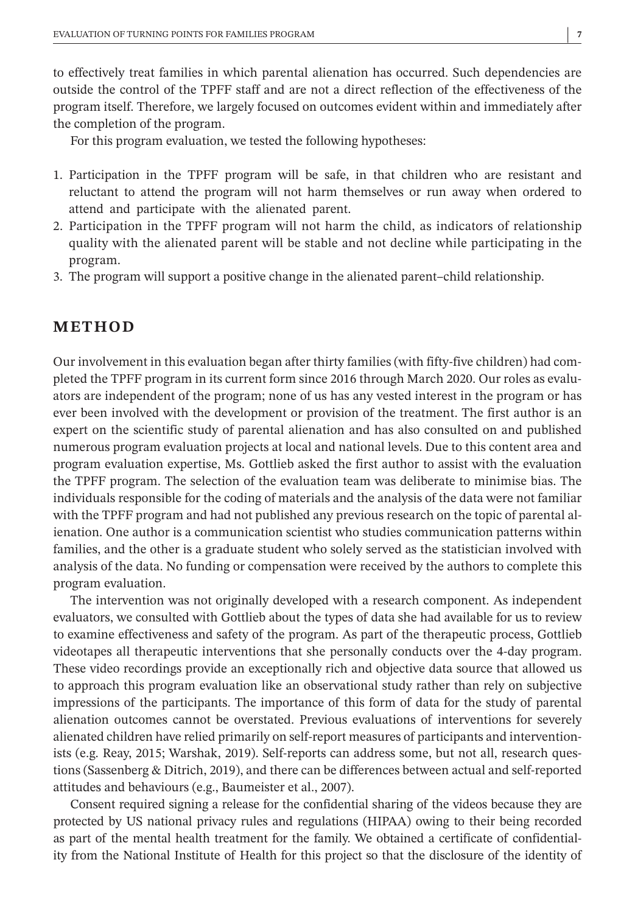to effectively treat families in which parental alienation has occurred. Such dependencies are outside the control of the TPFF staff and are not a direct reflection of the effectiveness of the program itself. Therefore, we largely focused on outcomes evident within and immediately after the completion of the program.

For this program evaluation, we tested the following hypotheses:

1. Participation in the TPFF program will be safe, in that children who are resistant and reluctant to attend the program will not harm themselves or run away when ordered to attend and participate with the alienated parent.
2. Participation in the TPFF program will not harm the child, as indicators of relationship quality with the alienated parent will be stable and not decline while participating in the program.
3. The program will support a positive change in the alienated parent–child relationship.

## METHOD

Our involvement in this evaluation began after thirty families (with fifty-five children) had completed the TPFF program in its current form since 2016 through March 2020. Our roles as evaluators are independent of the program; none of us has any vested interest in the program or has ever been involved with the development or provision of the treatment. The first author is an expert on the scientific study of parental alienation and has also consulted on and published numerous program evaluation projects at local and national levels. Due to this content area and program evaluation expertise, Ms. Gottlieb asked the first author to assist with the evaluation the TPFF program. The selection of the evaluation team was deliberate to minimise bias. The individuals responsible for the coding of materials and the analysis of the data were not familiar with the TPFF program and had not published any previous research on the topic of parental alienation. One author is a communication scientist who studies communication patterns within families, and the other is a graduate student who solely served as the statistician involved with analysis of the data. No funding or compensation were received by the authors to complete this program evaluation.

The intervention was not originally developed with a research component. As independent evaluators, we consulted with Gottlieb about the types of data she had available for us to review to examine effectiveness and safety of the program. As part of the therapeutic process, Gottlieb videotapes all therapeutic interventions that she personally conducts over the 4-day program. These video recordings provide an exceptionally rich and objective data source that allowed us to approach this program evaluation like an observational study rather than rely on subjective impressions of the participants. The importance of this form of data for the study of parental alienation outcomes cannot be overstated. Previous evaluations of interventions for severely alienated children have relied primarily on self-report measures of participants and interventionists (e.g. Reay, 2015; Warshak, 2019). Self-reports can address some, but not all, research questions (Sassenberg & Ditrich, 2019), and there can be differences between actual and self-reported attitudes and behaviours (e.g., Baumeister et al., 2007).

Consent required signing a release for the confidential sharing of the videos because they are protected by US national privacy rules and regulations (HIPAA) owing to their being recorded as part of the mental health treatment for the family. We obtained a certificate of confidentiality from the National Institute of Health for this project so that the disclosure of the identity of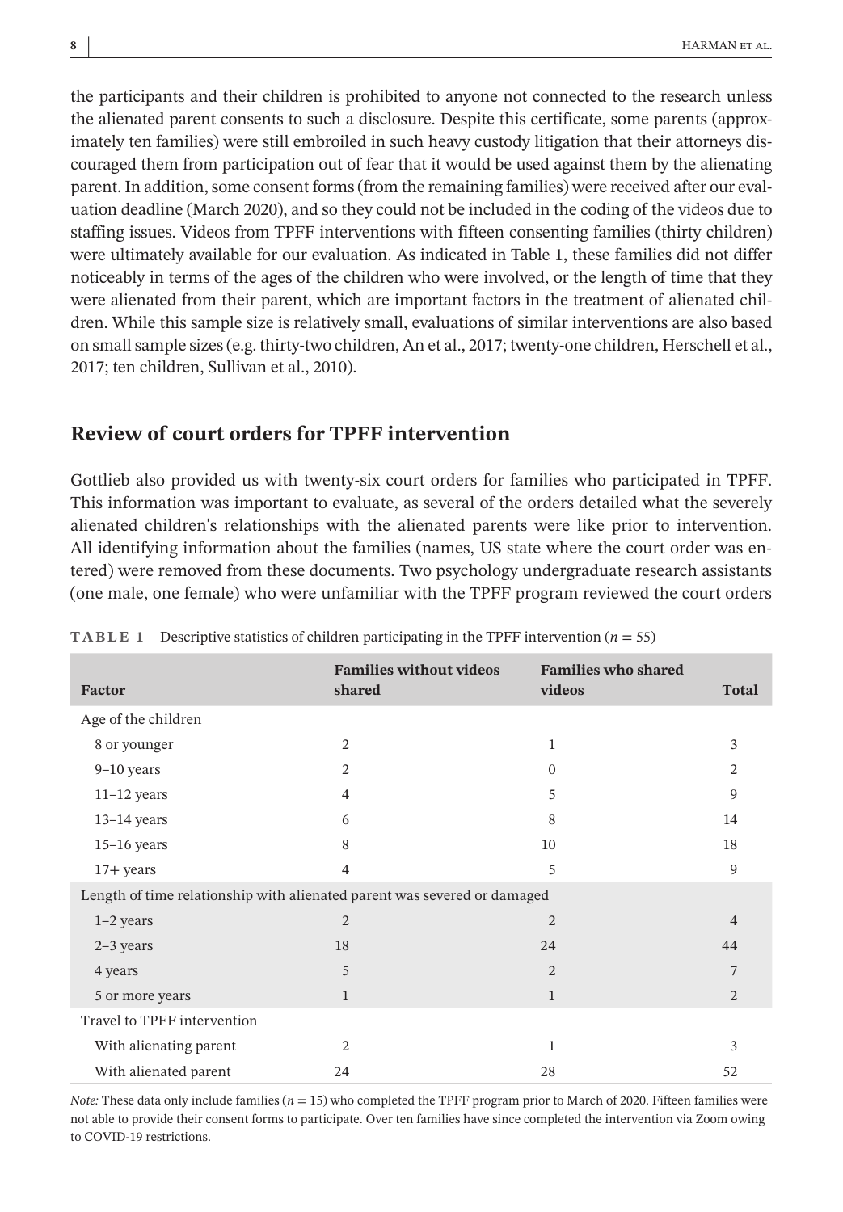the participants and their children is prohibited to anyone not connected to the research unless the alienated parent consents to such a disclosure. Despite this certificate, some parents (approximately ten families) were still embroiled in such heavy custody litigation that their attorneys discouraged them from participation out of fear that it would be used against them by the alienating parent. In addition, some consent forms (from the remaining families) were received after our evaluation deadline (March 2020), and so they could not be included in the coding of the videos due to staffing issues. Videos from TPFF interventions with fifteen consenting families (thirty children) were ultimately available for our evaluation. As indicated in Table 1, these families did not differ noticeably in terms of the ages of the children who were involved, or the length of time that they were alienated from their parent, which are important factors in the treatment of alienated children. While this sample size is relatively small, evaluations of similar interventions are also based on small sample sizes (e.g. thirty-two children, An et al., 2017; twenty-one children, Herschell et al., 2017; ten children, Sullivan et al., 2010).

## Review of court orders for TPFF intervention

Gottlieb also provided us with twenty-six court orders for families who participated in TPFF. This information was important to evaluate, as several of the orders detailed what the severely alienated children's relationships with the alienated parents were like prior to intervention. All identifying information about the families (names, US state where the court order was entered) were removed from these documents. Two psychology undergraduate research assistants (one male, one female) who were unfamiliar with the TPFF program reviewed the court orders

**TABLE 1** Descriptive statistics of children participating in the TPFF intervention ($n = 55$)

| Factor | Families without videos shared | Families who shared videos | Total |
|---|---|---|---|
| Age of the children | | | |
| 8 or younger | 2 | 1 | 3 |
| 9–10 years | 2 | 0 | 2 |
| 11–12 years | 4 | 5 | 9 |
| 13–14 years | 6 | 8 | 14 |
| 15–16 years | 8 | 10 | 18 |
| 17+ years | 4 | 5 | 9 |
| Length of time relationship with alienated parent was severed or damaged | | | |
| 1–2 years | 2 | 2 | 4 |
| 2–3 years | 18 | 24 | 44 |
| 4 years | 5 | 2 | 7 |
| 5 or more years | 1 | 1 | 2 |
| Travel to TPFF intervention | | | |
| With alienating parent | 2 | 1 | 3 |
| With alienated parent | 24 | 28 | 52 |

*Note:* These data only include families ($n = 15$) who completed the TPFF program prior to March of 2020. Fifteen families were not able to provide their consent forms to participate. Over ten families have since completed the intervention via Zoom owing to COVID-19 restrictions.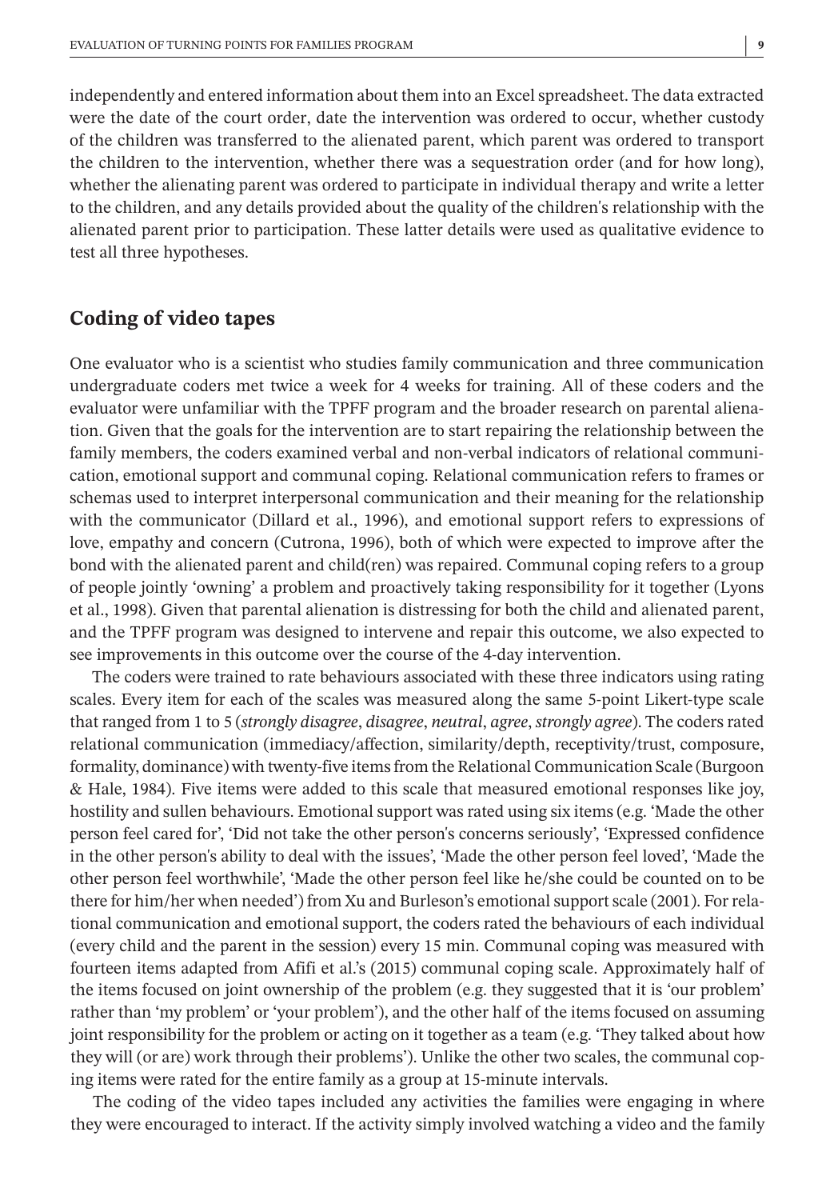independently and entered information about them into an Excel spreadsheet. The data extracted were the date of the court order, date the intervention was ordered to occur, whether custody of the children was transferred to the alienated parent, which parent was ordered to transport the children to the intervention, whether there was a sequestration order (and for how long), whether the alienating parent was ordered to participate in individual therapy and write a letter to the children, and any details provided about the quality of the children's relationship with the alienated parent prior to participation. These latter details were used as qualitative evidence to test all three hypotheses.

## Coding of video tapes

One evaluator who is a scientist who studies family communication and three communication undergraduate coders met twice a week for 4 weeks for training. All of these coders and the evaluator were unfamiliar with the TPFF program and the broader research on parental alienation. Given that the goals for the intervention are to start repairing the relationship between the family members, the coders examined verbal and non-verbal indicators of relational communication, emotional support and communal coping. Relational communication refers to frames or schemas used to interpret interpersonal communication and their meaning for the relationship with the communicator (Dillard et al., 1996), and emotional support refers to expressions of love, empathy and concern (Cutrona, 1996), both of which were expected to improve after the bond with the alienated parent and child(ren) was repaired. Communal coping refers to a group of people jointly 'owning' a problem and proactively taking responsibility for it together (Lyons et al., 1998). Given that parental alienation is distressing for both the child and alienated parent, and the TPFF program was designed to intervene and repair this outcome, we also expected to see improvements in this outcome over the course of the 4-day intervention.

The coders were trained to rate behaviours associated with these three indicators using rating scales. Every item for each of the scales was measured along the same 5-point Likert-type scale that ranged from 1 to 5 (*strongly disagree*, *disagree*, *neutral*, *agree*, *strongly agree*). The coders rated relational communication (immediacy/affection, similarity/depth, receptivity/trust, composure, formality, dominance) with twenty-five items from the Relational Communication Scale (Burgoon & Hale, 1984). Five items were added to this scale that measured emotional responses like joy, hostility and sullen behaviours. Emotional support was rated using six items (e.g. 'Made the other person feel cared for', 'Did not take the other person's concerns seriously', 'Expressed confidence in the other person's ability to deal with the issues', 'Made the other person feel loved', 'Made the other person feel worthwhile', 'Made the other person feel like he/she could be counted on to be there for him/her when needed') from Xu and Burleson's emotional support scale (2001). For relational communication and emotional support, the coders rated the behaviours of each individual (every child and the parent in the session) every 15 min. Communal coping was measured with fourteen items adapted from Afifi et al.'s (2015) communal coping scale. Approximately half of the items focused on joint ownership of the problem (e.g. they suggested that it is 'our problem' rather than 'my problem' or 'your problem'), and the other half of the items focused on assuming joint responsibility for the problem or acting on it together as a team (e.g. 'They talked about how they will (or are) work through their problems'). Unlike the other two scales, the communal coping items were rated for the entire family as a group at 15-minute intervals.

The coding of the video tapes included any activities the families were engaging in where they were encouraged to interact. If the activity simply involved watching a video and the family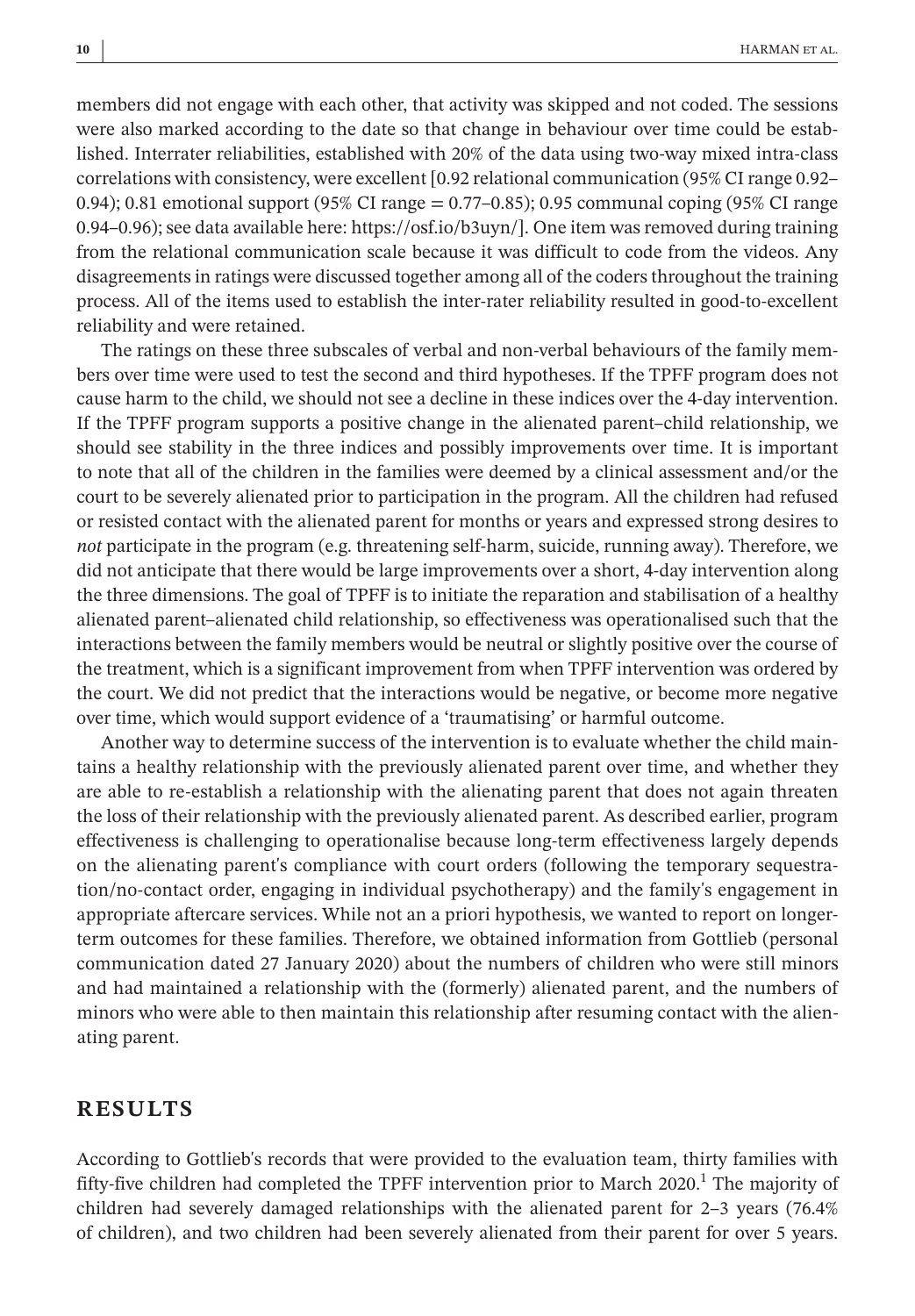members did not engage with each other, that activity was skipped and not coded. The sessions were also marked according to the date so that change in behaviour over time could be established. Interrater reliabilities, established with 20% of the data using two-way mixed intra-class correlations with consistency, were excellent [0.92 relational communication (95% CI range 0.92–0.94); 0.81 emotional support (95% CI range = 0.77–0.85); 0.95 communal coping (95% CI range 0.94–0.96); see data available here: https://osf.io/b3uyn/]. One item was removed during training from the relational communication scale because it was difficult to code from the videos. Any disagreements in ratings were discussed together among all of the coders throughout the training process. All of the items used to establish the inter-rater reliability resulted in good-to-excellent reliability and were retained.

The ratings on these three subscales of verbal and non-verbal behaviours of the family members over time were used to test the second and third hypotheses. If the TPFF program does not cause harm to the child, we should not see a decline in these indices over the 4-day intervention. If the TPFF program supports a positive change in the alienated parent–child relationship, we should see stability in the three indices and possibly improvements over time. It is important to note that all of the children in the families were deemed by a clinical assessment and/or the court to be severely alienated prior to participation in the program. All the children had refused or resisted contact with the alienated parent for months or years and expressed strong desires to *not* participate in the program (e.g. threatening self-harm, suicide, running away). Therefore, we did not anticipate that there would be large improvements over a short, 4-day intervention along the three dimensions. The goal of TPFF is to initiate the reparation and stabilisation of a healthy alienated parent–alienated child relationship, so effectiveness was operationalised such that the interactions between the family members would be neutral or slightly positive over the course of the treatment, which is a significant improvement from when TPFF intervention was ordered by the court. We did not predict that the interactions would be negative, or become more negative over time, which would support evidence of a 'traumatising' or harmful outcome.

Another way to determine success of the intervention is to evaluate whether the child maintains a healthy relationship with the previously alienated parent over time, and whether they are able to re-establish a relationship with the alienating parent that does not again threaten the loss of their relationship with the previously alienated parent. As described earlier, program effectiveness is challenging to operationalise because long-term effectiveness largely depends on the alienating parent's compliance with court orders (following the temporary sequestration/no-contact order, engaging in individual psychotherapy) and the family's engagement in appropriate aftercare services. While not an a priori hypothesis, we wanted to report on longer-term outcomes for these families. Therefore, we obtained information from Gottlieb (personal communication dated 27 January 2020) about the numbers of children who were still minors and had maintained a relationship with the (formerly) alienated parent, and the numbers of minors who were able to then maintain this relationship after resuming contact with the alienating parent.

## RESULTS

According to Gottlieb's records that were provided to the evaluation team, thirty families with fifty-five children had completed the TPFF intervention prior to March 2020.[1] The majority of children had severely damaged relationships with the alienated parent for 2–3 years (76.4% of children), and two children had been severely alienated from their parent for over 5 years.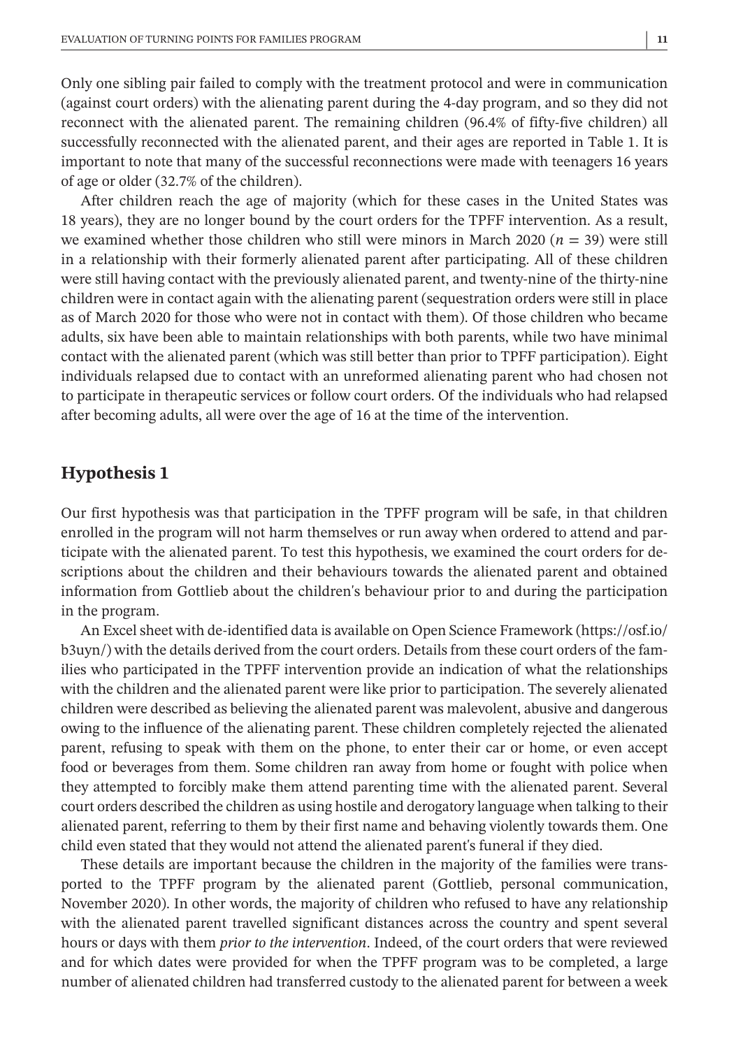Only one sibling pair failed to comply with the treatment protocol and were in communication (against court orders) with the alienating parent during the 4-day program, and so they did not reconnect with the alienated parent. The remaining children (96.4% of fifty-five children) all successfully reconnected with the alienated parent, and their ages are reported in Table 1. It is important to note that many of the successful reconnections were made with teenagers 16 years of age or older (32.7% of the children).

After children reach the age of majority (which for these cases in the United States was 18 years), they are no longer bound by the court orders for the TPFF intervention. As a result, we examined whether those children who still were minors in March 2020 ($n = 39$) were still in a relationship with their formerly alienated parent after participating. All of these children were still having contact with the previously alienated parent, and twenty-nine of the thirty-nine children were in contact again with the alienating parent (sequestration orders were still in place as of March 2020 for those who were not in contact with them). Of those children who became adults, six have been able to maintain relationships with both parents, while two have minimal contact with the alienated parent (which was still better than prior to TPFF participation). Eight individuals relapsed due to contact with an unreformed alienating parent who had chosen not to participate in therapeutic services or follow court orders. Of the individuals who had relapsed after becoming adults, all were over the age of 16 at the time of the intervention.

## Hypothesis 1

Our first hypothesis was that participation in the TPFF program will be safe, in that children enrolled in the program will not harm themselves or run away when ordered to attend and participate with the alienated parent. To test this hypothesis, we examined the court orders for descriptions about the children and their behaviours towards the alienated parent and obtained information from Gottlieb about the children's behaviour prior to and during the participation in the program.

An Excel sheet with de-identified data is available on Open Science Framework (https://osf.io/b3uyn/) with the details derived from the court orders. Details from these court orders of the families who participated in the TPFF intervention provide an indication of what the relationships with the children and the alienated parent were like prior to participation. The severely alienated children were described as believing the alienated parent was malevolent, abusive and dangerous owing to the influence of the alienating parent. These children completely rejected the alienated parent, refusing to speak with them on the phone, to enter their car or home, or even accept food or beverages from them. Some children ran away from home or fought with police when they attempted to forcibly make them attend parenting time with the alienated parent. Several court orders described the children as using hostile and derogatory language when talking to their alienated parent, referring to them by their first name and behaving violently towards them. One child even stated that they would not attend the alienated parent's funeral if they died.

These details are important because the children in the majority of the families were transported to the TPFF program by the alienated parent (Gottlieb, personal communication, November 2020). In other words, the majority of children who refused to have any relationship with the alienated parent travelled significant distances across the country and spent several hours or days with them *prior to the intervention*. Indeed, of the court orders that were reviewed and for which dates were provided for when the TPFF program was to be completed, a large number of alienated children had transferred custody to the alienated parent for between a week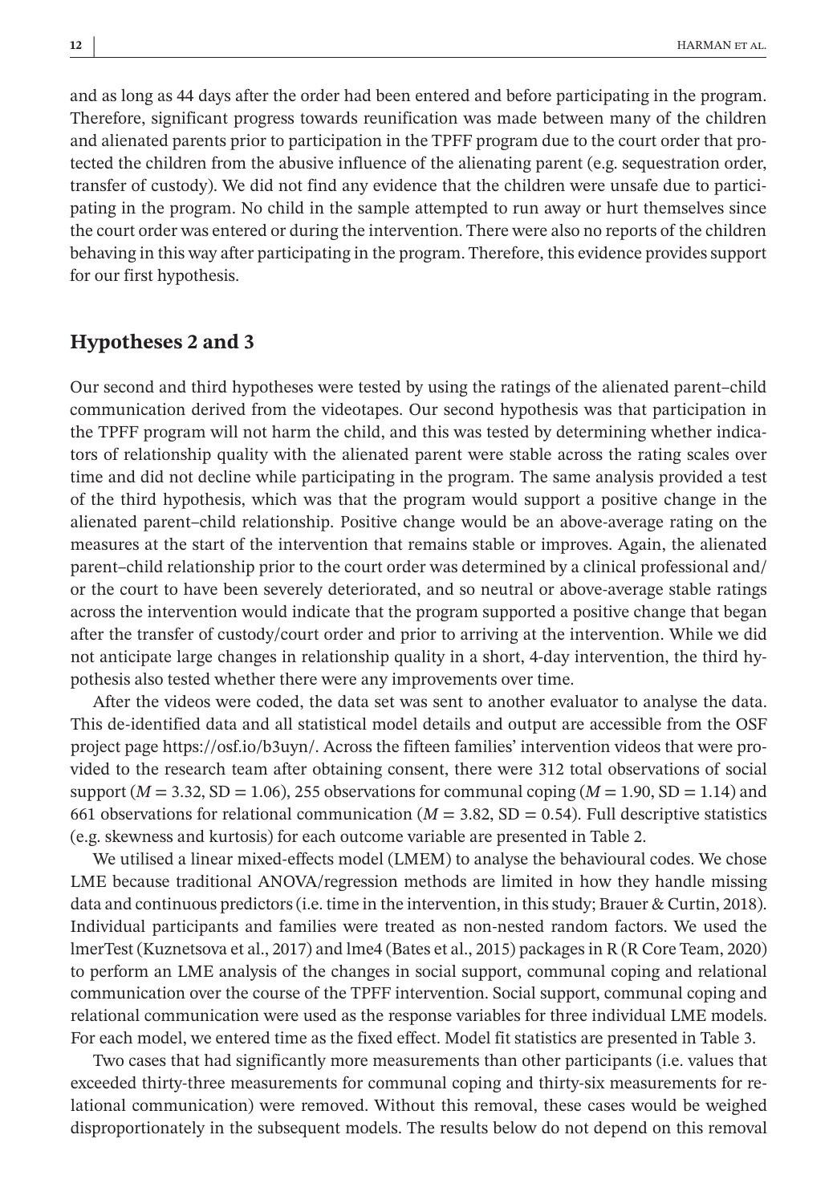and as long as 44 days after the order had been entered and before participating in the program. Therefore, significant progress towards reunification was made between many of the children and alienated parents prior to participation in the TPFF program due to the court order that protected the children from the abusive influence of the alienating parent (e.g. sequestration order, transfer of custody). We did not find any evidence that the children were unsafe due to participating in the program. No child in the sample attempted to run away or hurt themselves since the court order was entered or during the intervention. There were also no reports of the children behaving in this way after participating in the program. Therefore, this evidence provides support for our first hypothesis.

## Hypotheses 2 and 3

Our second and third hypotheses were tested by using the ratings of the alienated parent–child communication derived from the videotapes. Our second hypothesis was that participation in the TPFF program will not harm the child, and this was tested by determining whether indicators of relationship quality with the alienated parent were stable across the rating scales over time and did not decline while participating in the program. The same analysis provided a test of the third hypothesis, which was that the program would support a positive change in the alienated parent–child relationship. Positive change would be an above-average rating on the measures at the start of the intervention that remains stable or improves. Again, the alienated parent–child relationship prior to the court order was determined by a clinical professional and/or the court to have been severely deteriorated, and so neutral or above-average stable ratings across the intervention would indicate that the program supported a positive change that began after the transfer of custody/court order and prior to arriving at the intervention. While we did not anticipate large changes in relationship quality in a short, 4-day intervention, the third hypothesis also tested whether there were any improvements over time.

After the videos were coded, the data set was sent to another evaluator to analyse the data. This de-identified data and all statistical model details and output are accessible from the OSF project page https://osf.io/b3uyn/. Across the fifteen families' intervention videos that were provided to the research team after obtaining consent, there were 312 total observations of social support ($M = 3.32$, $SD = 1.06$), 255 observations for communal coping ($M = 1.90$, $SD = 1.14$) and 661 observations for relational communication ($M = 3.82$, $SD = 0.54$). Full descriptive statistics (e.g. skewness and kurtosis) for each outcome variable are presented in Table 2.

We utilised a linear mixed-effects model (LMEM) to analyse the behavioural codes. We chose LME because traditional ANOVA/regression methods are limited in how they handle missing data and continuous predictors (i.e. time in the intervention, in this study; Brauer & Curtin, 2018). Individual participants and families were treated as non-nested random factors. We used the lmerTest (Kuznetsova et al., 2017) and lme4 (Bates et al., 2015) packages in R (R Core Team, 2020) to perform an LME analysis of the changes in social support, communal coping and relational communication over the course of the TPFF intervention. Social support, communal coping and relational communication were used as the response variables for three individual LME models. For each model, we entered time as the fixed effect. Model fit statistics are presented in Table 3.

Two cases that had significantly more measurements than other participants (i.e. values that exceeded thirty-three measurements for communal coping and thirty-six measurements for relational communication) were removed. Without this removal, these cases would be weighed disproportionately in the subsequent models. The results below do not depend on this removal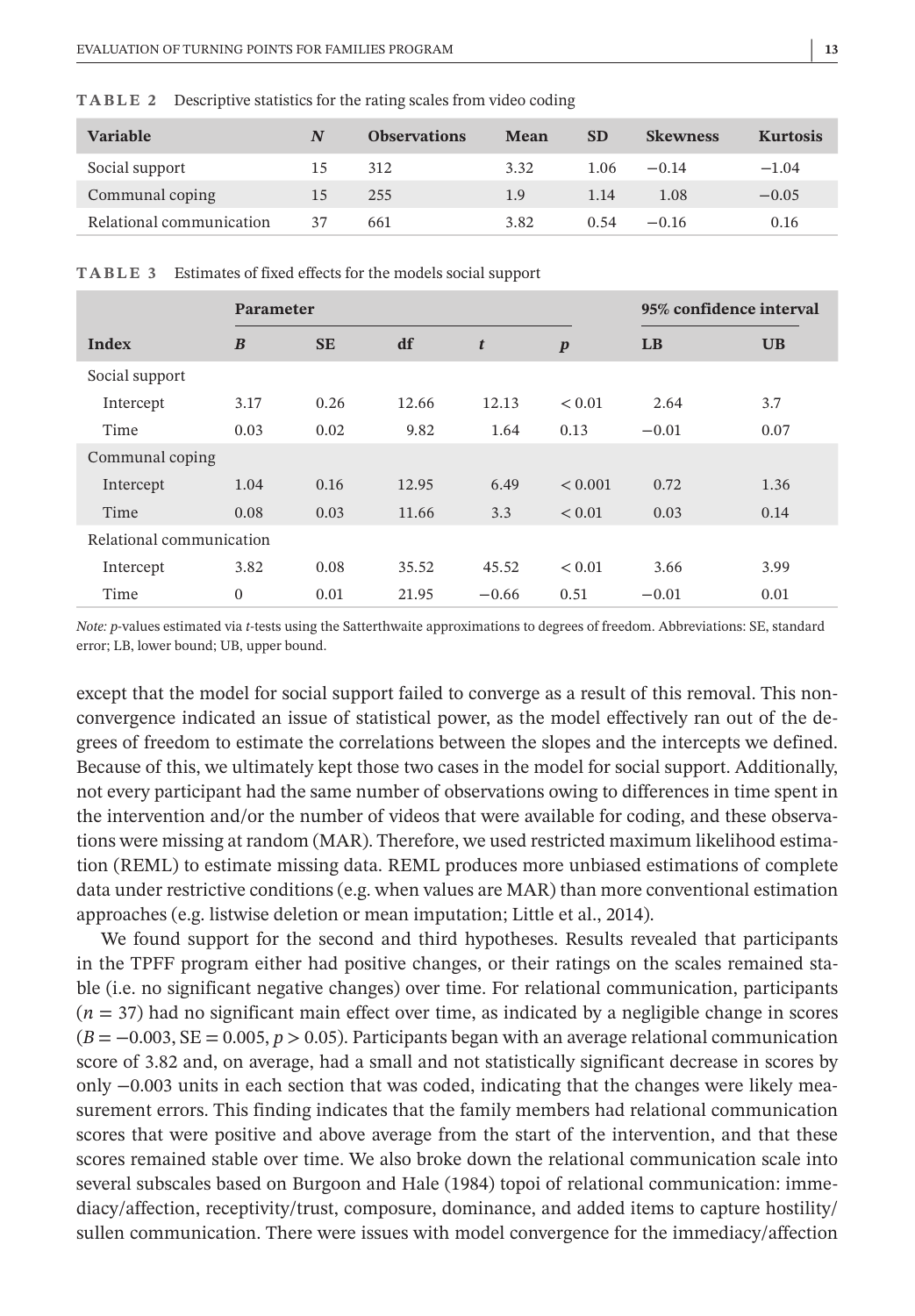**TABLE 2** Descriptive statistics for the rating scales from video coding

| Variable | *N* | Observations | Mean | SD | Skewness | Kurtosis |
|---|---|---|---|---|---|---|
| Social support | 15 | 312 | 3.32 | 1.06 | −0.14 | −1.04 |
| Communal coping | 15 | 255 | 1.9 | 1.14 | 1.08 | −0.05 |
| Relational communication | 37 | 661 | 3.82 | 0.54 | −0.16 | 0.16 |

**TABLE 3** Estimates of fixed effects for the models social support

| | Parameter | | | | | 95% confidence interval | |
|---|---|---|---|---|---|---|---|
| **Index** | ***B*** | **SE** | **df** | ***t*** | ***p*** | **LB** | **UB** |
| Social support | | | | | | | |
| Intercept | 3.17 | 0.26 | 12.66 | 12.13 | < 0.01 | 2.64 | 3.7 |
| Time | 0.03 | 0.02 | 9.82 | 1.64 | 0.13 | −0.01 | 0.07 |
| Communal coping | | | | | | | |
| Intercept | 1.04 | 0.16 | 12.95 | 6.49 | < 0.001 | 0.72 | 1.36 |
| Time | 0.08 | 0.03 | 11.66 | 3.3 | < 0.01 | 0.03 | 0.14 |
| Relational communication | | | | | | | |
| Intercept | 3.82 | 0.08 | 35.52 | 45.52 | < 0.01 | 3.66 | 3.99 |
| Time | 0 | 0.01 | 21.95 | −0.66 | 0.51 | −0.01 | 0.01 |

*Note: p*-values estimated via *t*-tests using the Satterthwaite approximations to degrees of freedom. Abbreviations: SE, standard error; LB, lower bound; UB, upper bound.

except that the model for social support failed to converge as a result of this removal. This non-convergence indicated an issue of statistical power, as the model effectively ran out of the degrees of freedom to estimate the correlations between the slopes and the intercepts we defined. Because of this, we ultimately kept those two cases in the model for social support. Additionally, not every participant had the same number of observations owing to differences in time spent in the intervention and/or the number of videos that were available for coding, and these observations were missing at random (MAR). Therefore, we used restricted maximum likelihood estimation (REML) to estimate missing data. REML produces more unbiased estimations of complete data under restrictive conditions (e.g. when values are MAR) than more conventional estimation approaches (e.g. listwise deletion or mean imputation; Little et al., 2014).

We found support for the second and third hypotheses. Results revealed that participants in the TPFF program either had positive changes, or their ratings on the scales remained stable (i.e. no significant negative changes) over time. For relational communication, participants ($n = 37$) had no significant main effect over time, as indicated by a negligible change in scores ($B = -0.003$, $SE = 0.005$, $p > 0.05$). Participants began with an average relational communication score of 3.82 and, on average, had a small and not statistically significant decrease in scores by only −0.003 units in each section that was coded, indicating that the changes were likely measurement errors. This finding indicates that the family members had relational communication scores that were positive and above average from the start of the intervention, and that these scores remained stable over time. We also broke down the relational communication scale into several subscales based on Burgoon and Hale (1984) topoi of relational communication: immediacy/affection, receptivity/trust, composure, dominance, and added items to capture hostility/sullen communication. There were issues with model convergence for the immediacy/affection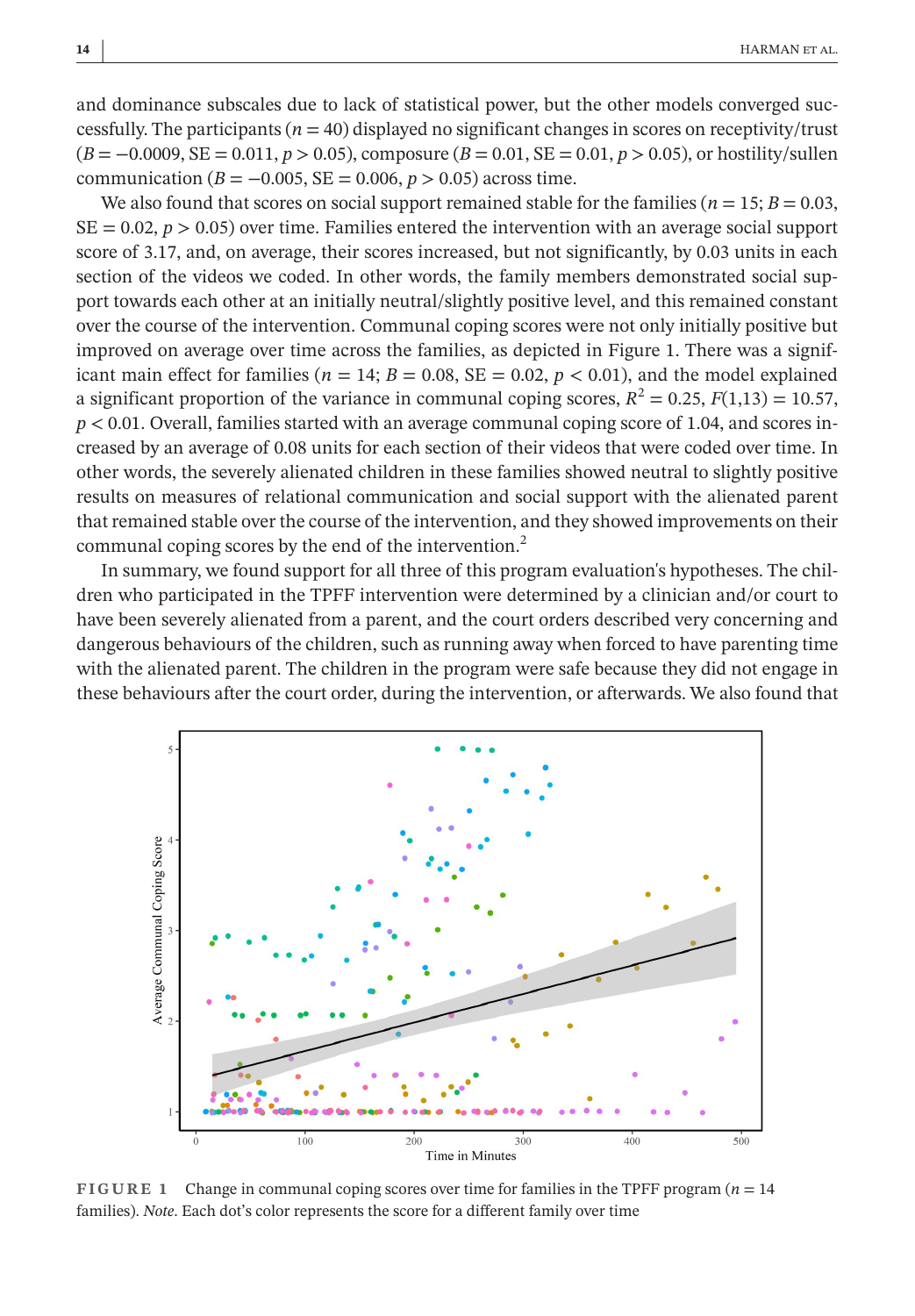and dominance subscales due to lack of statistical power, but the other models converged successfully. The participants ($n = 40$) displayed no significant changes in scores on receptivity/trust ($B = -0.0009$, SE = 0.011, $p > 0.05$), composure ($B = 0.01$, SE = 0.01, $p > 0.05$), or hostility/sullen communication ($B = -0.005$, SE = 0.006, $p > 0.05$) across time.

We also found that scores on social support remained stable for the families ($n = 15$; $B = 0.03$, SE = 0.02, $p > 0.05$) over time. Families entered the intervention with an average social support score of 3.17, and, on average, their scores increased, but not significantly, by 0.03 units in each section of the videos we coded. In other words, the family members demonstrated social support towards each other at an initially neutral/slightly positive level, and this remained constant over the course of the intervention. Communal coping scores were not only initially positive but improved on average over time across the families, as depicted in Figure 1. There was a significant main effect for families ($n = 14$; $B = 0.08$, SE = 0.02, $p < 0.01$), and the model explained a significant proportion of the variance in communal coping scores, $R^2 = 0.25$, $F(1,13) = 10.57$, $p < 0.01$. Overall, families started with an average communal coping score of 1.04, and scores increased by an average of 0.08 units for each section of their videos that were coded over time. In other words, the severely alienated children in these families showed neutral to slightly positive results on measures of relational communication and social support with the alienated parent that remained stable over the course of the intervention, and they showed improvements on their communal coping scores by the end of the intervention.[2]

In summary, we found support for all three of this program evaluation's hypotheses. The children who participated in the TPFF intervention were determined by a clinician and/or court to have been severely alienated from a parent, and the court orders described very concerning and dangerous behaviours of the children, such as running away when forced to have parenting time with the alienated parent. The children in the program were safe because they did not engage in these behaviours after the court order, during the intervention, or afterwards. We also found that

**FIGURE 1** Change in communal coping scores over time for families in the TPFF program ($n = 14$ families). *Note.* Each dot's color represents the score for a different family over time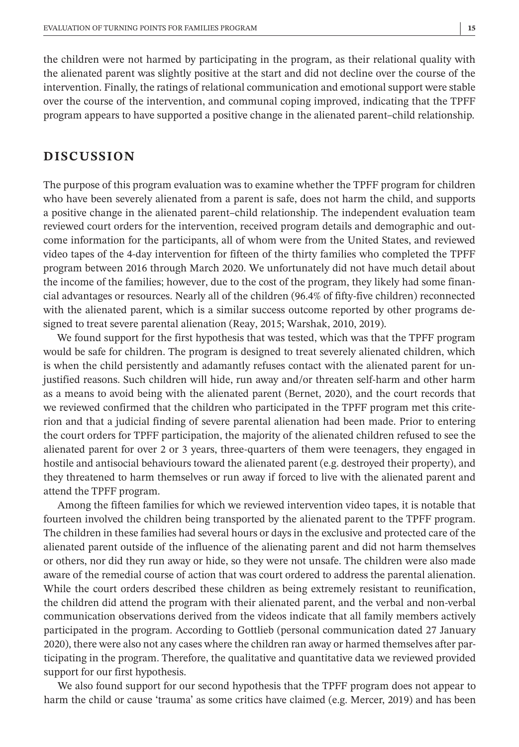the children were not harmed by participating in the program, as their relational quality with the alienated parent was slightly positive at the start and did not decline over the course of the intervention. Finally, the ratings of relational communication and emotional support were stable over the course of the intervention, and communal coping improved, indicating that the TPFF program appears to have supported a positive change in the alienated parent–child relationship.

## DISCUSSION

The purpose of this program evaluation was to examine whether the TPFF program for children who have been severely alienated from a parent is safe, does not harm the child, and supports a positive change in the alienated parent–child relationship. The independent evaluation team reviewed court orders for the intervention, received program details and demographic and outcome information for the participants, all of whom were from the United States, and reviewed video tapes of the 4-day intervention for fifteen of the thirty families who completed the TPFF program between 2016 through March 2020. We unfortunately did not have much detail about the income of the families; however, due to the cost of the program, they likely had some financial advantages or resources. Nearly all of the children (96.4% of fifty-five children) reconnected with the alienated parent, which is a similar success outcome reported by other programs designed to treat severe parental alienation (Reay, 2015; Warshak, 2010, 2019).

We found support for the first hypothesis that was tested, which was that the TPFF program would be safe for children. The program is designed to treat severely alienated children, which is when the child persistently and adamantly refuses contact with the alienated parent for unjustified reasons. Such children will hide, run away and/or threaten self-harm and other harm as a means to avoid being with the alienated parent (Bernet, 2020), and the court records that we reviewed confirmed that the children who participated in the TPFF program met this criterion and that a judicial finding of severe parental alienation had been made. Prior to entering the court orders for TPFF participation, the majority of the alienated children refused to see the alienated parent for over 2 or 3 years, three-quarters of them were teenagers, they engaged in hostile and antisocial behaviours toward the alienated parent (e.g. destroyed their property), and they threatened to harm themselves or run away if forced to live with the alienated parent and attend the TPFF program.

Among the fifteen families for which we reviewed intervention video tapes, it is notable that fourteen involved the children being transported by the alienated parent to the TPFF program. The children in these families had several hours or days in the exclusive and protected care of the alienated parent outside of the influence of the alienating parent and did not harm themselves or others, nor did they run away or hide, so they were not unsafe. The children were also made aware of the remedial course of action that was court ordered to address the parental alienation. While the court orders described these children as being extremely resistant to reunification, the children did attend the program with their alienated parent, and the verbal and non-verbal communication observations derived from the videos indicate that all family members actively participated in the program. According to Gottlieb (personal communication dated 27 January 2020), there were also not any cases where the children ran away or harmed themselves after participating in the program. Therefore, the qualitative and quantitative data we reviewed provided support for our first hypothesis.

We also found support for our second hypothesis that the TPFF program does not appear to harm the child or cause 'trauma' as some critics have claimed (e.g. Mercer, 2019) and has been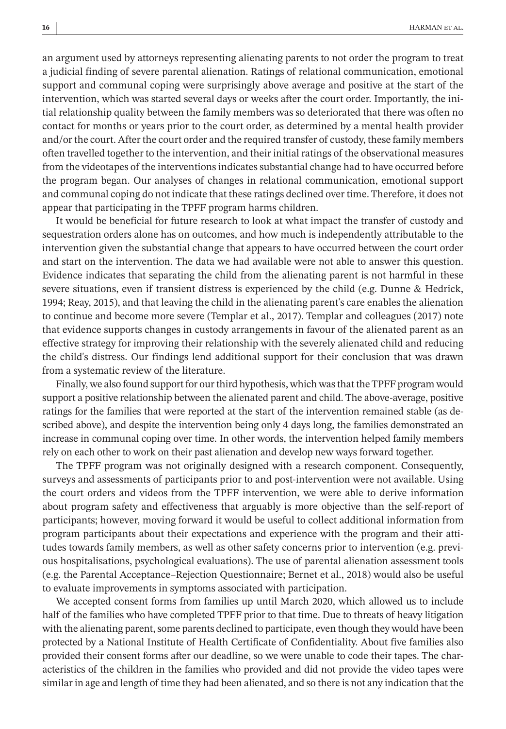an argument used by attorneys representing alienating parents to not order the program to treat a judicial finding of severe parental alienation. Ratings of relational communication, emotional support and communal coping were surprisingly above average and positive at the start of the intervention, which was started several days or weeks after the court order. Importantly, the initial relationship quality between the family members was so deteriorated that there was often no contact for months or years prior to the court order, as determined by a mental health provider and/or the court. After the court order and the required transfer of custody, these family members often travelled together to the intervention, and their initial ratings of the observational measures from the videotapes of the interventions indicates substantial change had to have occurred before the program began. Our analyses of changes in relational communication, emotional support and communal coping do not indicate that these ratings declined over time. Therefore, it does not appear that participating in the TPFF program harms children.

It would be beneficial for future research to look at what impact the transfer of custody and sequestration orders alone has on outcomes, and how much is independently attributable to the intervention given the substantial change that appears to have occurred between the court order and start on the intervention. The data we had available were not able to answer this question. Evidence indicates that separating the child from the alienating parent is not harmful in these severe situations, even if transient distress is experienced by the child (e.g. Dunne & Hedrick, 1994; Reay, 2015), and that leaving the child in the alienating parent's care enables the alienation to continue and become more severe (Templar et al., 2017). Templar and colleagues (2017) note that evidence supports changes in custody arrangements in favour of the alienated parent as an effective strategy for improving their relationship with the severely alienated child and reducing the child's distress. Our findings lend additional support for their conclusion that was drawn from a systematic review of the literature.

Finally, we also found support for our third hypothesis, which was that the TPFF program would support a positive relationship between the alienated parent and child. The above-average, positive ratings for the families that were reported at the start of the intervention remained stable (as described above), and despite the intervention being only 4 days long, the families demonstrated an increase in communal coping over time. In other words, the intervention helped family members rely on each other to work on their past alienation and develop new ways forward together.

The TPFF program was not originally designed with a research component. Consequently, surveys and assessments of participants prior to and post-intervention were not available. Using the court orders and videos from the TPFF intervention, we were able to derive information about program safety and effectiveness that arguably is more objective than the self-report of participants; however, moving forward it would be useful to collect additional information from program participants about their expectations and experience with the program and their attitudes towards family members, as well as other safety concerns prior to intervention (e.g. previous hospitalisations, psychological evaluations). The use of parental alienation assessment tools (e.g. the Parental Acceptance–Rejection Questionnaire; Bernet et al., 2018) would also be useful to evaluate improvements in symptoms associated with participation.

We accepted consent forms from families up until March 2020, which allowed us to include half of the families who have completed TPFF prior to that time. Due to threats of heavy litigation with the alienating parent, some parents declined to participate, even though they would have been protected by a National Institute of Health Certificate of Confidentiality. About five families also provided their consent forms after our deadline, so we were unable to code their tapes. The characteristics of the children in the families who provided and did not provide the video tapes were similar in age and length of time they had been alienated, and so there is not any indication that the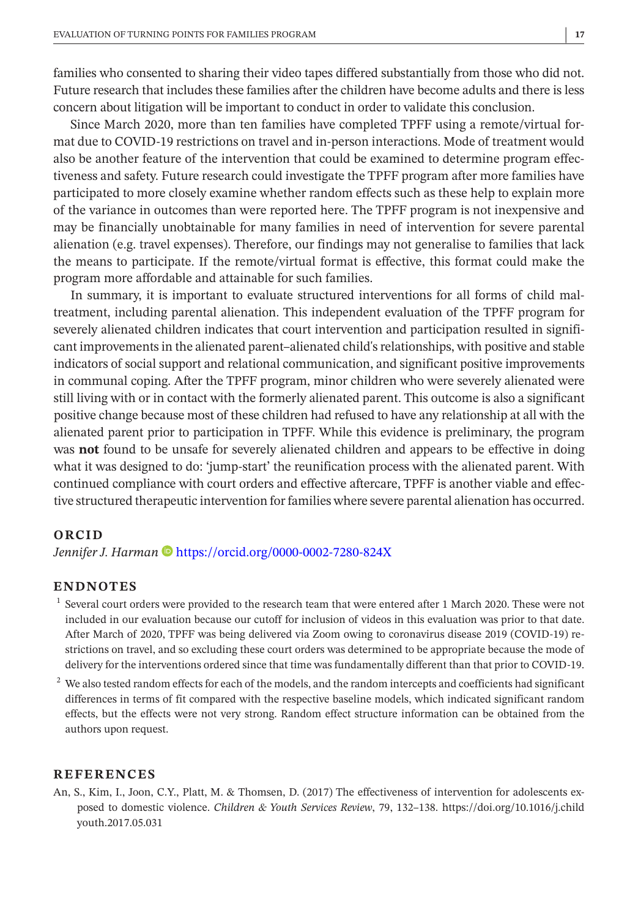families who consented to sharing their video tapes differed substantially from those who did not. Future research that includes these families after the children have become adults and there is less concern about litigation will be important to conduct in order to validate this conclusion.

Since March 2020, more than ten families have completed TPFF using a remote/virtual format due to COVID-19 restrictions on travel and in-person interactions. Mode of treatment would also be another feature of the intervention that could be examined to determine program effectiveness and safety. Future research could investigate the TPFF program after more families have participated to more closely examine whether random effects such as these help to explain more of the variance in outcomes than were reported here. The TPFF program is not inexpensive and may be financially unobtainable for many families in need of intervention for severe parental alienation (e.g. travel expenses). Therefore, our findings may not generalise to families that lack the means to participate. If the remote/virtual format is effective, this format could make the program more affordable and attainable for such families.

In summary, it is important to evaluate structured interventions for all forms of child maltreatment, including parental alienation. This independent evaluation of the TPFF program for severely alienated children indicates that court intervention and participation resulted in significant improvements in the alienated parent–alienated child's relationships, with positive and stable indicators of social support and relational communication, and significant positive improvements in communal coping. After the TPFF program, minor children who were severely alienated were still living with or in contact with the formerly alienated parent. This outcome is also a significant positive change because most of these children had refused to have any relationship at all with the alienated parent prior to participation in TPFF. While this evidence is preliminary, the program was **not** found to be unsafe for severely alienated children and appears to be effective in doing what it was designed to do: 'jump-start' the reunification process with the alienated parent. With continued compliance with court orders and effective aftercare, TPFF is another viable and effective structured therapeutic intervention for families where severe parental alienation has occurred.

## ORCID

*Jennifer J. Harman* https://orcid.org/0000-0002-7280-824X

## ENDNOTES

[1] Several court orders were provided to the research team that were entered after 1 March 2020. These were not included in our evaluation because our cutoff for inclusion of videos in this evaluation was prior to that date. After March of 2020, TPFF was being delivered via Zoom owing to coronavirus disease 2019 (COVID-19) restrictions on travel, and so excluding these court orders was determined to be appropriate because the mode of delivery for the interventions ordered since that time was fundamentally different than that prior to COVID-19.

[2] We also tested random effects for each of the models, and the random intercepts and coefficients had significant differences in terms of fit compared with the respective baseline models, which indicated significant random effects, but the effects were not very strong. Random effect structure information can be obtained from the authors upon request.

## REFERENCES

An, S., Kim, I., Joon, C.Y., Platt, M. & Thomsen, D. (2017) The effectiveness of intervention for adolescents exposed to domestic violence. *Children & Youth Services Review*, 79, 132–138. https://doi.org/10.1016/j.childyouth.2017.05.031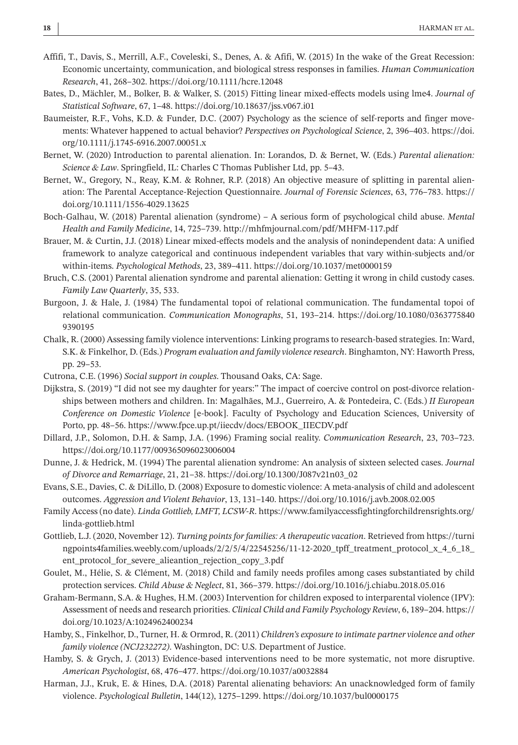Affifi, T., Davis, S., Merrill, A.F., Coveleski, S., Denes, A. & Afifi, W. (2015) In the wake of the Great Recession: Economic uncertainty, communication, and biological stress responses in families. *Human Communication Research*, 41, 268–302. https://doi.org/10.1111/hcre.12048

Bates, D., Mächler, M., Bolker, B. & Walker, S. (2015) Fitting linear mixed-effects models using lme4. *Journal of Statistical Software*, 67, 1–48. https://doi.org/10.18637/jss.v067.i01

Baumeister, R.F., Vohs, K.D. & Funder, D.C. (2007) Psychology as the science of self-reports and finger movements: Whatever happened to actual behavior? *Perspectives on Psychological Science*, 2, 396–403. https://doi.org/10.1111/j.1745-6916.2007.00051.x

Bernet, W. (2020) Introduction to parental alienation. In: Lorandos, D. & Bernet, W. (Eds.) *Parental alienation: Science & Law*. Springfield, IL: Charles C Thomas Publisher Ltd, pp. 5–43.

Bernet, W., Gregory, N., Reay, K.M. & Rohner, R.P. (2018) An objective measure of splitting in parental alienation: The Parental Acceptance-Rejection Questionnaire. *Journal of Forensic Sciences*, 63, 776–783. https://doi.org/10.1111/1556-4029.13625

Boch-Galhau, W. (2018) Parental alienation (syndrome) – A serious form of psychological child abuse. *Mental Health and Family Medicine*, 14, 725–739. http://mhfmjournal.com/pdf/MHFM-117.pdf

Brauer, M. & Curtin, J.J. (2018) Linear mixed-effects models and the analysis of nonindependent data: A unified framework to analyze categorical and continuous independent variables that vary within-subjects and/or within-items. *Psychological Methods*, 23, 389–411. https://doi.org/10.1037/met0000159

Bruch, C.S. (2001) Parental alienation syndrome and parental alienation: Getting it wrong in child custody cases. *Family Law Quarterly*, 35, 533.

Burgoon, J. & Hale, J. (1984) The fundamental topoi of relational communication. The fundamental topoi of relational communication. *Communication Monographs*, 51, 193–214. https://doi.org/10.1080/03637758409390195

Chalk, R. (2000) Assessing family violence interventions: Linking programs to research-based strategies. In: Ward, S.K. & Finkelhor, D. (Eds.) *Program evaluation and family violence research*. Binghamton, NY: Haworth Press, pp. 29–53.

Cutrona, C.E. (1996) *Social support in couples*. Thousand Oaks, CA: Sage.

Dijkstra, S. (2019) "I did not see my daughter for years:" The impact of coercive control on post-divorce relationships between mothers and children. In: Magalhães, M.J., Guerreiro, A. & Pontedeira, C. (Eds.) *II European Conference on Domestic Violence* [e-book]. Faculty of Psychology and Education Sciences, University of Porto, pp. 48–56. https://www.fpce.up.pt/iiecdv/docs/EBOOK_IIECDV.pdf

Dillard, J.P., Solomon, D.H. & Samp, J.A. (1996) Framing social reality. *Communication Research*, 23, 703–723. https://doi.org/10.1177/009365096023006004

Dunne, J. & Hedrick, M. (1994) The parental alienation syndrome: An analysis of sixteen selected cases. *Journal of Divorce and Remarriage*, 21, 21–38. https://doi.org/10.1300/J087v21n03_02

Evans, S.E., Davies, C. & DiLillo, D. (2008) Exposure to domestic violence: A meta-analysis of child and adolescent outcomes. *Aggression and Violent Behavior*, 13, 131–140. https://doi.org/10.1016/j.avb.2008.02.005

Family Access (no date). *Linda Gottlieb, LMFT, LCSW-R*. https://www.familyaccessfightingforchildrensrights.org/linda-gottlieb.html

Gottlieb, L.J. (2020, November 12). *Turning points for families: A therapeutic vacation*. Retrieved from https://turningpoints4families.weebly.com/uploads/2/2/5/4/22545256/11-12-2020_tpff_treatment_protocol_x_4_6_18_ent_protocol_for_severe_alieantion_rejection_copy_3.pdf

Goulet, M., Hélie, S. & Clément, M. (2018) Child and family needs profiles among cases substantiated by child protection services. *Child Abuse & Neglect*, 81, 366–379. https://doi.org/10.1016/j.chiabu.2018.05.016

Graham-Bermann, S.A. & Hughes, H.M. (2003) Intervention for children exposed to interparental violence (IPV): Assessment of needs and research priorities. *Clinical Child and Family Psychology Review*, 6, 189–204. https://doi.org/10.1023/A:1024962400234

Hamby, S., Finkelhor, D., Turner, H. & Ormrod, R. (2011) *Children's exposure to intimate partner violence and other family violence (NCJ232272)*. Washington, DC: U.S. Department of Justice.

Hamby, S. & Grych, J. (2013) Evidence-based interventions need to be more systematic, not more disruptive. *American Psychologist*, 68, 476–477. https://doi.org/10.1037/a0032884

Harman, J.J., Kruk, E. & Hines, D.A. (2018) Parental alienating behaviors: An unacknowledged form of family violence. *Psychological Bulletin*, 144(12), 1275–1299. https://doi.org/10.1037/bul0000175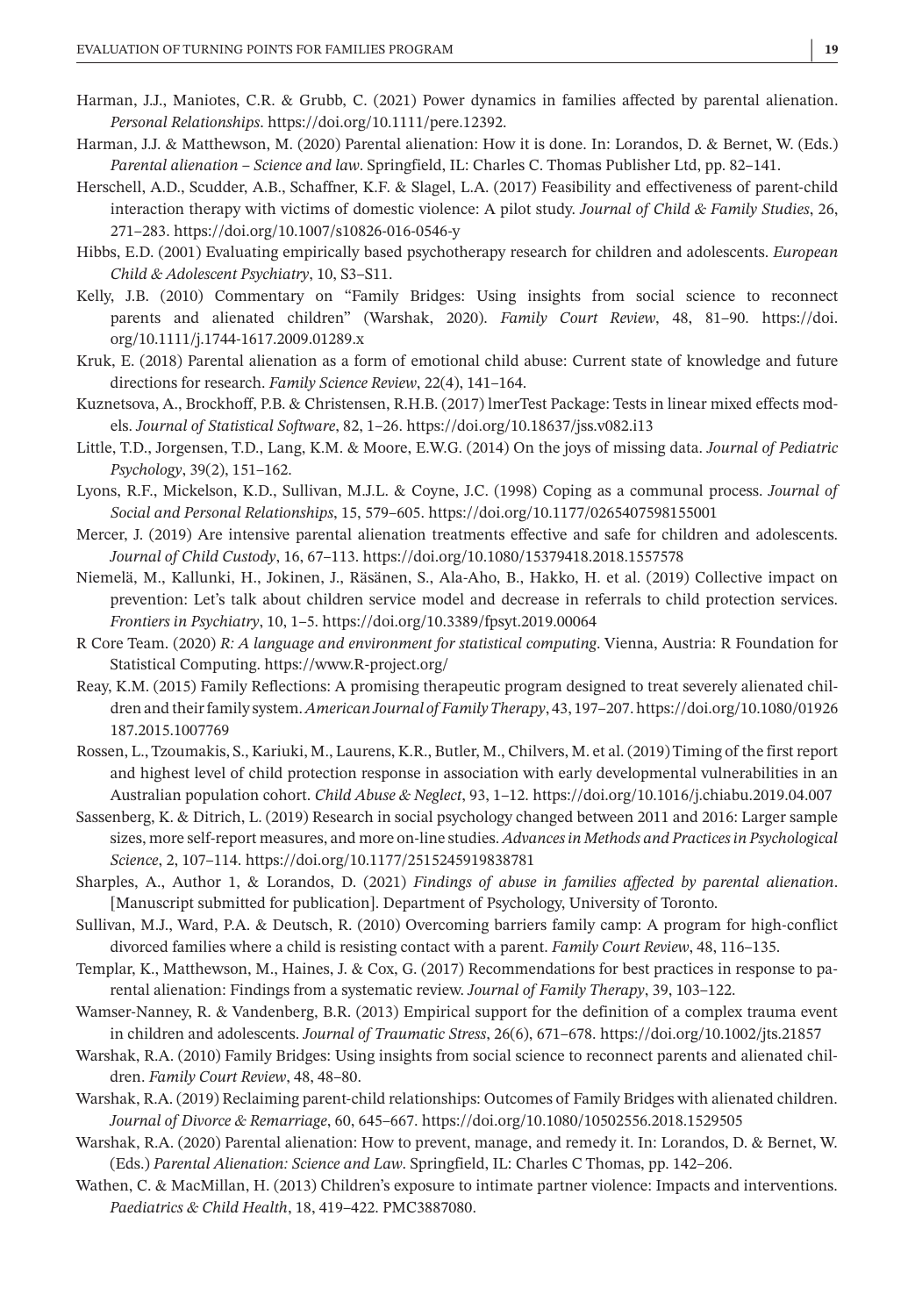Harman, J.J., Maniotes, C.R. & Grubb, C. (2021) Power dynamics in families affected by parental alienation. *Personal Relationships*. https://doi.org/10.1111/pere.12392.

Harman, J.J. & Matthewson, M. (2020) Parental alienation: How it is done. In: Lorandos, D. & Bernet, W. (Eds.) *Parental alienation – Science and law*. Springfield, IL: Charles C. Thomas Publisher Ltd, pp. 82–141.

Herschell, A.D., Scudder, A.B., Schaffner, K.F. & Slagel, L.A. (2017) Feasibility and effectiveness of parent-child interaction therapy with victims of domestic violence: A pilot study. *Journal of Child & Family Studies*, 26, 271–283. https://doi.org/10.1007/s10826-016-0546-y

Hibbs, E.D. (2001) Evaluating empirically based psychotherapy research for children and adolescents. *European Child & Adolescent Psychiatry*, 10, S3–S11.

Kelly, J.B. (2010) Commentary on "Family Bridges: Using insights from social science to reconnect parents and alienated children" (Warshak, 2020). *Family Court Review*, 48, 81–90. https://doi.org/10.1111/j.1744-1617.2009.01289.x

Kruk, E. (2018) Parental alienation as a form of emotional child abuse: Current state of knowledge and future directions for research. *Family Science Review*, 22(4), 141–164.

Kuznetsova, A., Brockhoff, P.B. & Christensen, R.H.B. (2017) lmerTest Package: Tests in linear mixed effects models. *Journal of Statistical Software*, 82, 1–26. https://doi.org/10.18637/jss.v082.i13

Little, T.D., Jorgensen, T.D., Lang, K.M. & Moore, E.W.G. (2014) On the joys of missing data. *Journal of Pediatric Psychology*, 39(2), 151–162.

Lyons, R.F., Mickelson, K.D., Sullivan, M.J.L. & Coyne, J.C. (1998) Coping as a communal process. *Journal of Social and Personal Relationships*, 15, 579–605. https://doi.org/10.1177/0265407598155001

Mercer, J. (2019) Are intensive parental alienation treatments effective and safe for children and adolescents. *Journal of Child Custody*, 16, 67–113. https://doi.org/10.1080/15379418.2018.1557578

Niemelä, M., Kallunki, H., Jokinen, J., Räsänen, S., Ala-Aho, B., Hakko, H. et al. (2019) Collective impact on prevention: Let's talk about children service model and decrease in referrals to child protection services. *Frontiers in Psychiatry*, 10, 1–5. https://doi.org/10.3389/fpsyt.2019.00064

R Core Team. (2020) *R: A language and environment for statistical computing*. Vienna, Austria: R Foundation for Statistical Computing. https://www.R-project.org/

Reay, K.M. (2015) Family Reflections: A promising therapeutic program designed to treat severely alienated children and their family system. *American Journal of Family Therapy*, 43, 197–207. https://doi.org/10.1080/01926187.2015.1007769

Rossen, L., Tzoumakis, S., Kariuki, M., Laurens, K.R., Butler, M., Chilvers, M. et al. (2019) Timing of the first report and highest level of child protection response in association with early developmental vulnerabilities in an Australian population cohort. *Child Abuse & Neglect*, 93, 1–12. https://doi.org/10.1016/j.chiabu.2019.04.007

Sassenberg, K. & Ditrich, L. (2019) Research in social psychology changed between 2011 and 2016: Larger sample sizes, more self-report measures, and more on-line studies. *Advances in Methods and Practices in Psychological Science*, 2, 107–114. https://doi.org/10.1177/2515245919838781

Sharples, A., Author 1, & Lorandos, D. (2021) *Findings of abuse in families affected by parental alienation*. [Manuscript submitted for publication]. Department of Psychology, University of Toronto.

Sullivan, M.J., Ward, P.A. & Deutsch, R. (2010) Overcoming barriers family camp: A program for high-conflict divorced families where a child is resisting contact with a parent. *Family Court Review*, 48, 116–135.

Templar, K., Matthewson, M., Haines, J. & Cox, G. (2017) Recommendations for best practices in response to parental alienation: Findings from a systematic review. *Journal of Family Therapy*, 39, 103–122.

Wamser-Nanney, R. & Vandenberg, B.R. (2013) Empirical support for the definition of a complex trauma event in children and adolescents. *Journal of Traumatic Stress*, 26(6), 671–678. https://doi.org/10.1002/jts.21857

Warshak, R.A. (2010) Family Bridges: Using insights from social science to reconnect parents and alienated children. *Family Court Review*, 48, 48–80.

Warshak, R.A. (2019) Reclaiming parent-child relationships: Outcomes of Family Bridges with alienated children. *Journal of Divorce & Remarriage*, 60, 645–667. https://doi.org/10.1080/10502556.2018.1529505

Warshak, R.A. (2020) Parental alienation: How to prevent, manage, and remedy it. In: Lorandos, D. & Bernet, W. (Eds.) *Parental Alienation: Science and Law*. Springfield, IL: Charles C Thomas, pp. 142–206.

Wathen, C. & MacMillan, H. (2013) Children's exposure to intimate partner violence: Impacts and interventions. *Paediatrics & Child Health*, 18, 419–422. PMC3887080.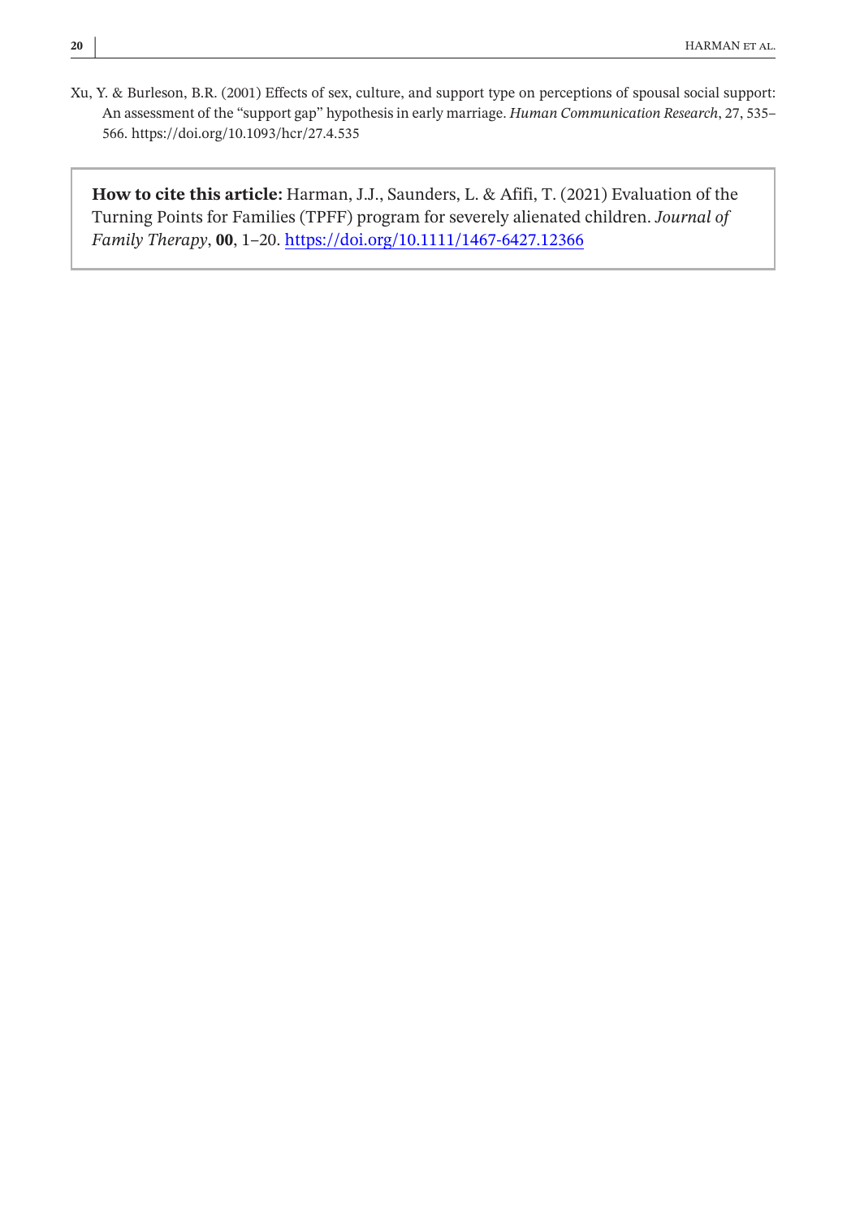Xu, Y. & Burleson, B.R. (2001) Effects of sex, culture, and support type on perceptions of spousal social support: An assessment of the "support gap" hypothesis in early marriage. *Human Communication Research*, 27, 535–566. https://doi.org/10.1093/hcr/27.4.535

**How to cite this article:** Harman, J.J., Saunders, L. & Afifi, T. (2021) Evaluation of the Turning Points for Families (TPFF) program for severely alienated children. *Journal of Family Therapy*, **00**, 1–20. https://doi.org/10.1111/1467-6427.12366